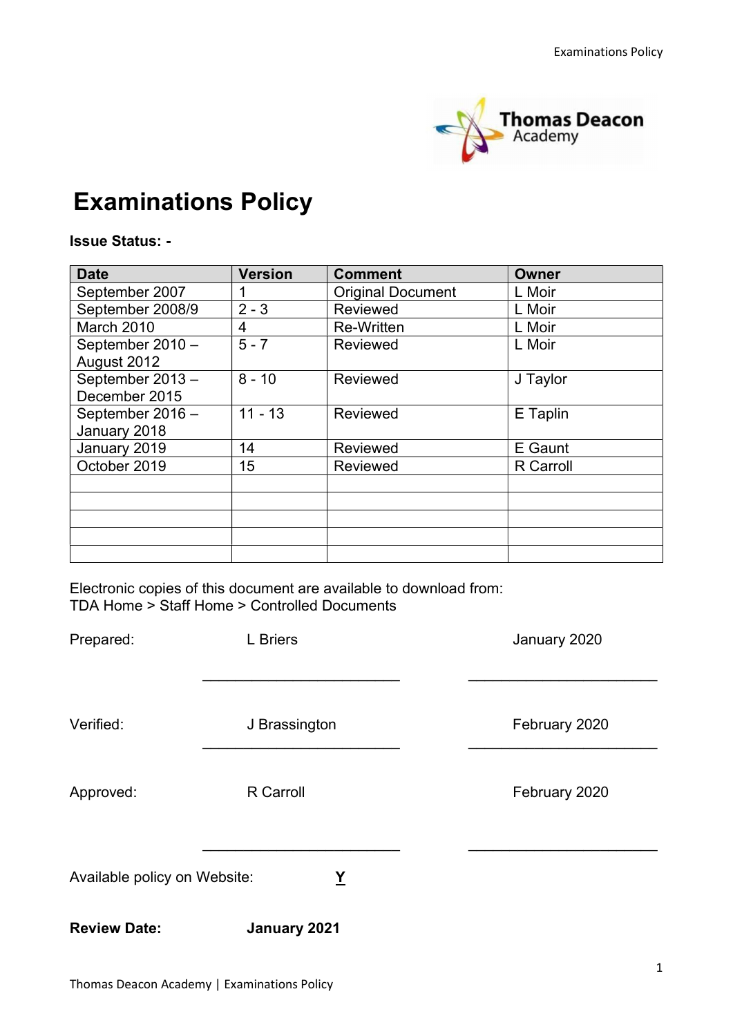# Examinations Policy

**Issue Status: -**

| Date | Version | Comment | Owner |
|---|---|---|---|
| September 2007 | 1 | Original Document | L Moir |
| September 2008/9 | 2 - 3 | Reviewed | L Moir |
| March 2010 | 4 | Re-Written | L Moir |
| September 2010 – August 2012 | 5 - 7 | Reviewed | L Moir |
| September 2013 – December 2015 | 8 - 10 | Reviewed | J Taylor |
| September 2016 – January 2018 | 11 - 13 | Reviewed | E Taplin |
| January 2019 | 14 | Reviewed | E Gaunt |
| October 2019 | 15 | Reviewed | R Carroll |
| | | | |
| | | | |
| | | | |
| | | | |
| | | | |

Electronic copies of this document are available to download from:
TDA Home > Staff Home > Controlled Documents

Prepared: L Briers January 2020

Verified: J Brassington February 2020

Approved: R Carroll February 2020

Available policy on Website: **Y**

**Review Date: January 2021**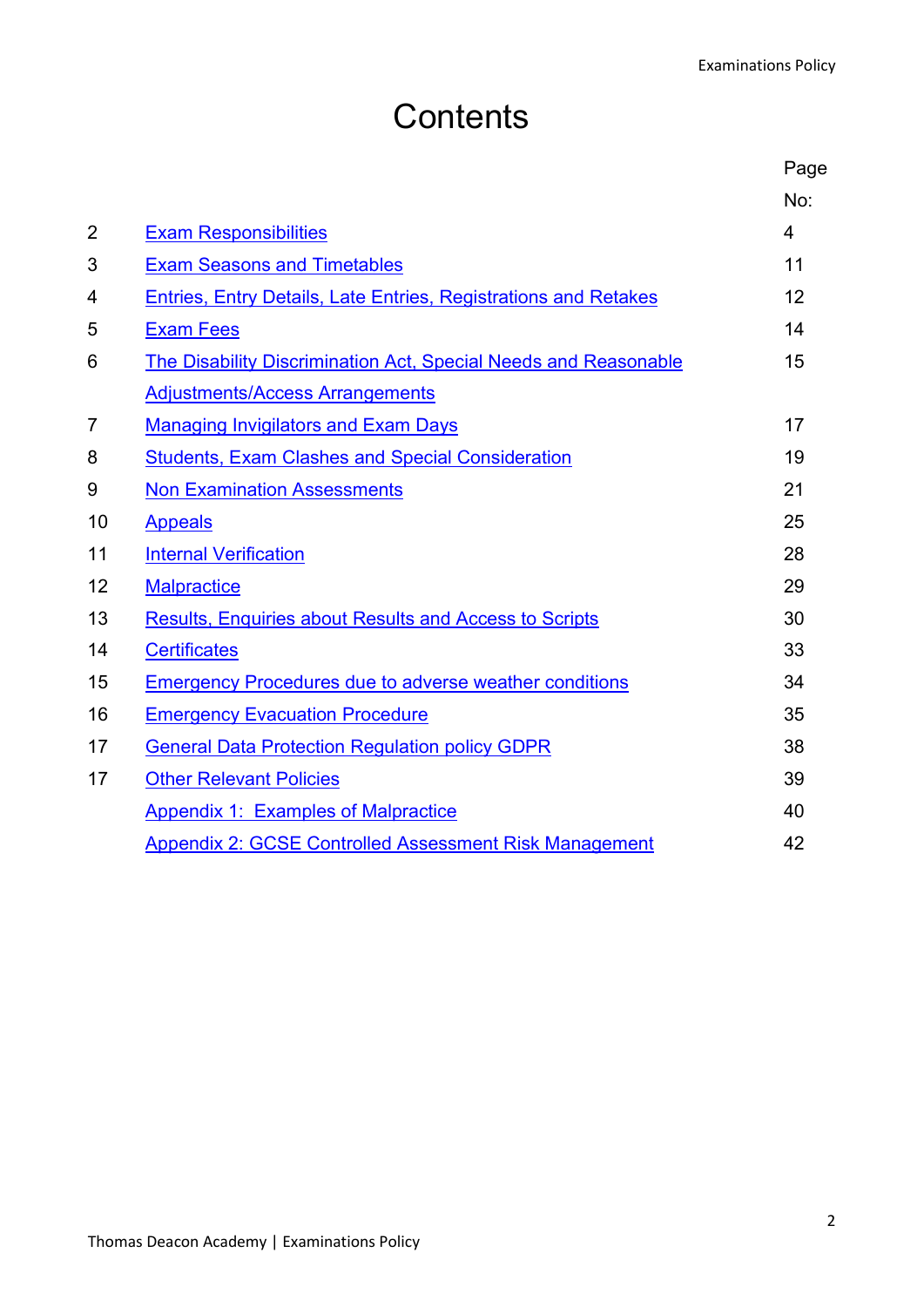# Contents

| | | Page No: |
|---|---|---|
| 2 | Exam Responsibilities | 4 |
| 3 | Exam Seasons and Timetables | 11 |
| 4 | Entries, Entry Details, Late Entries, Registrations and Retakes | 12 |
| 5 | Exam Fees | 14 |
| 6 | The Disability Discrimination Act, Special Needs and Reasonable Adjustments/Access Arrangements | 15 |
| 7 | Managing Invigilators and Exam Days | 17 |
| 8 | Students, Exam Clashes and Special Consideration | 19 |
| 9 | Non Examination Assessments | 21 |
| 10 | Appeals | 25 |
| 11 | Internal Verification | 28 |
| 12 | Malpractice | 29 |
| 13 | Results, Enquiries about Results and Access to Scripts | 30 |
| 14 | Certificates | 33 |
| 15 | Emergency Procedures due to adverse weather conditions | 34 |
| 16 | Emergency Evacuation Procedure | 35 |
| 17 | General Data Protection Regulation policy GDPR | 38 |
| 17 | Other Relevant Policies | 39 |
| | Appendix 1: Examples of Malpractice | 40 |
| | Appendix 2: GCSE Controlled Assessment Risk Management | 42 |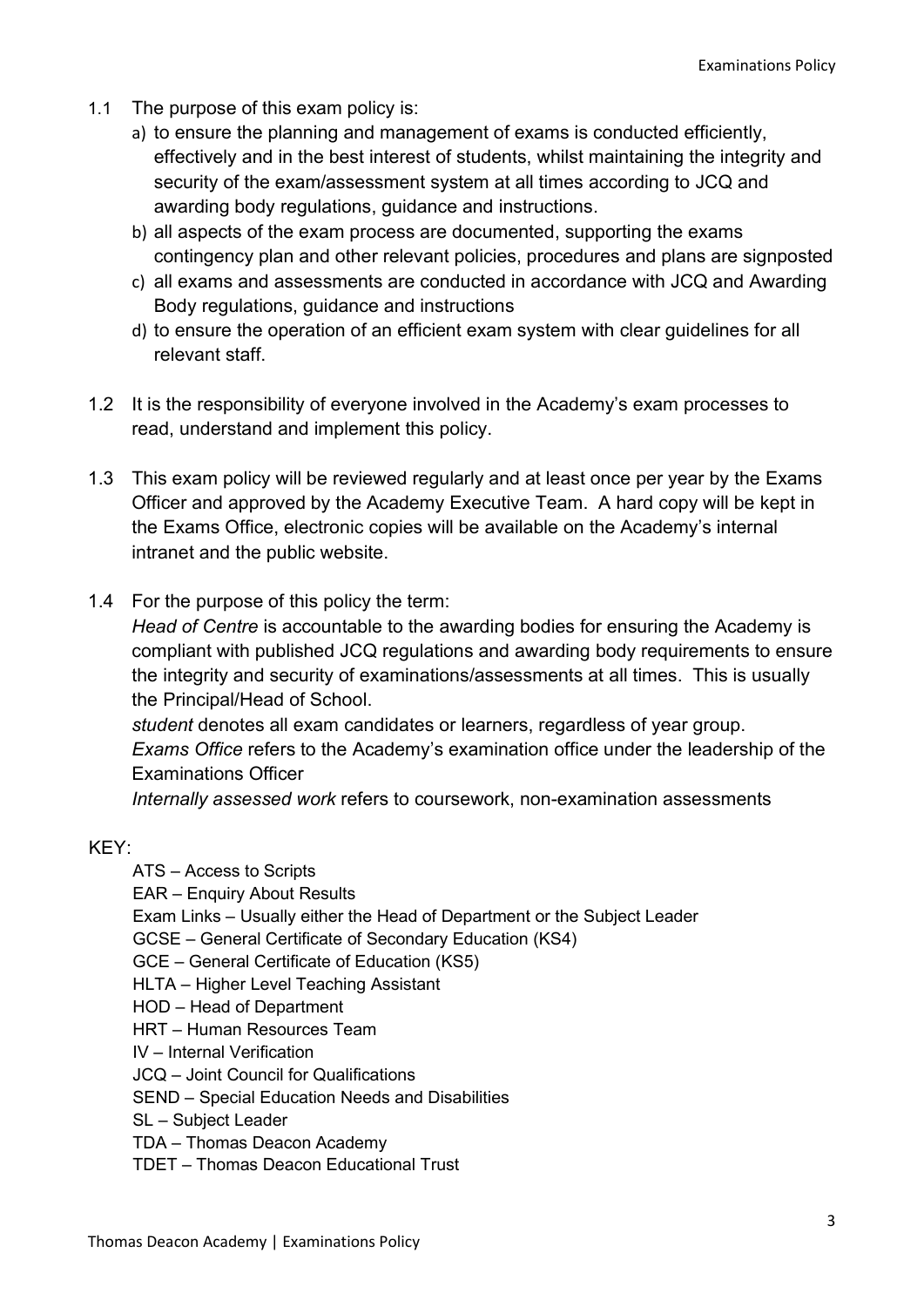1.1 The purpose of this exam policy is:

a) to ensure the planning and management of exams is conducted efficiently, effectively and in the best interest of students, whilst maintaining the integrity and security of the exam/assessment system at all times according to JCQ and awarding body regulations, guidance and instructions.

b) all aspects of the exam process are documented, supporting the exams contingency plan and other relevant policies, procedures and plans are signposted

c) all exams and assessments are conducted in accordance with JCQ and Awarding Body regulations, guidance and instructions

d) to ensure the operation of an efficient exam system with clear guidelines for all relevant staff.

1.2 It is the responsibility of everyone involved in the Academy's exam processes to read, understand and implement this policy.

1.3 This exam policy will be reviewed regularly and at least once per year by the Exams Officer and approved by the Academy Executive Team. A hard copy will be kept in the Exams Office, electronic copies will be available on the Academy's internal intranet and the public website.

1.4 For the purpose of this policy the term:

*Head of Centre* is accountable to the awarding bodies for ensuring the Academy is compliant with published JCQ regulations and awarding body requirements to ensure the integrity and security of examinations/assessments at all times. This is usually the Principal/Head of School.

*student* denotes all exam candidates or learners, regardless of year group.

*Exams Office* refers to the Academy's examination office under the leadership of the Examinations Officer

*Internally assessed work* refers to coursework, non-examination assessments

KEY:

ATS – Access to Scripts
EAR – Enquiry About Results
Exam Links – Usually either the Head of Department or the Subject Leader
GCSE – General Certificate of Secondary Education (KS4)
GCE – General Certificate of Education (KS5)
HLTA – Higher Level Teaching Assistant
HOD – Head of Department
HRT – Human Resources Team
IV – Internal Verification
JCQ – Joint Council for Qualifications
SEND – Special Education Needs and Disabilities
SL – Subject Leader
TDA – Thomas Deacon Academy
TDET – Thomas Deacon Educational Trust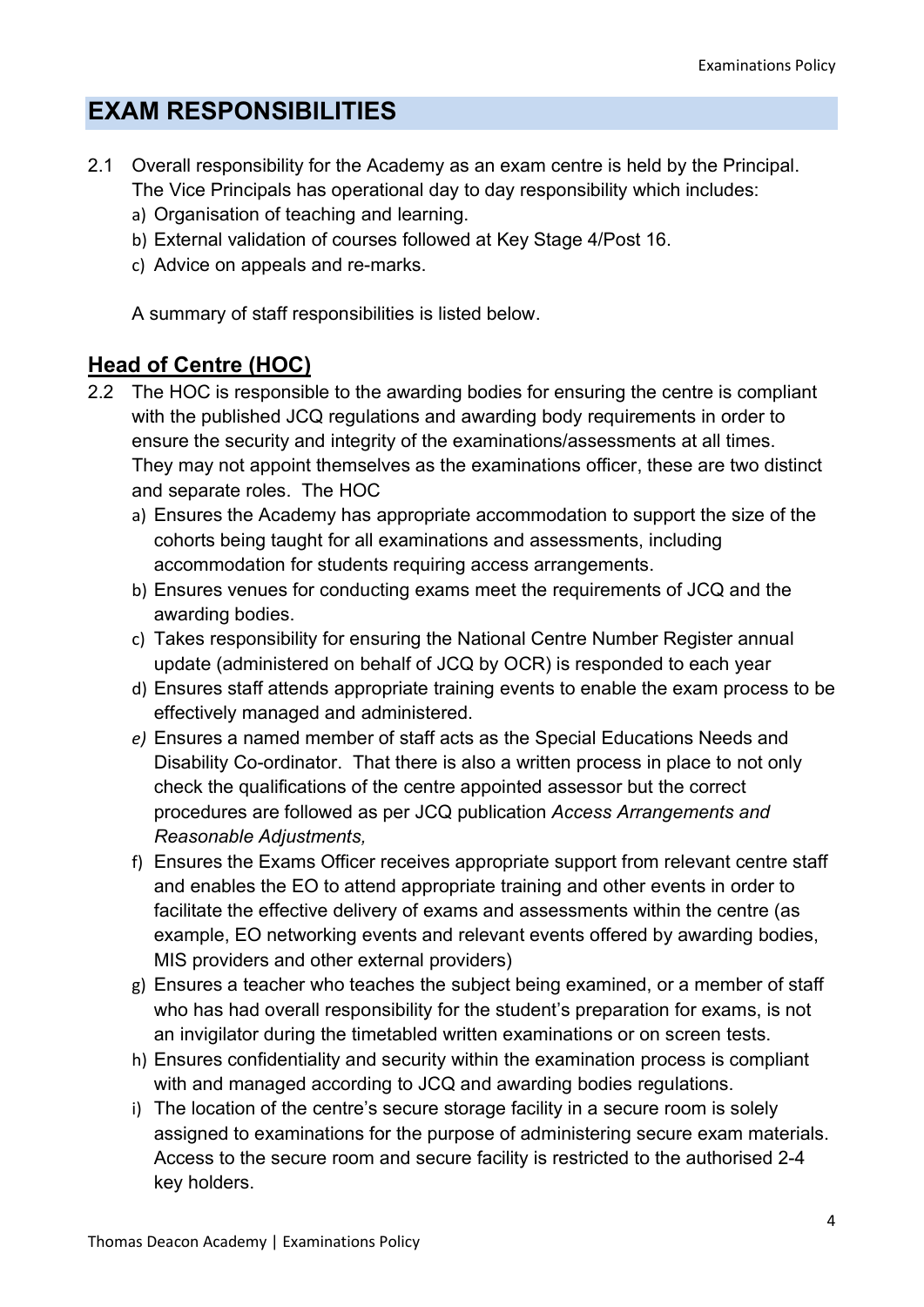# EXAM RESPONSIBILITIES

2.1 Overall responsibility for the Academy as an exam centre is held by the Principal. The Vice Principals has operational day to day responsibility which includes:

a) Organisation of teaching and learning.
b) External validation of courses followed at Key Stage 4/Post 16.
c) Advice on appeals and re-marks.

A summary of staff responsibilities is listed below.

## Head of Centre (HOC)

2.2 The HOC is responsible to the awarding bodies for ensuring the centre is compliant with the published JCQ regulations and awarding body requirements in order to ensure the security and integrity of the examinations/assessments at all times. They may not appoint themselves as the examinations officer, these are two distinct and separate roles. The HOC

a) Ensures the Academy has appropriate accommodation to support the size of the cohorts being taught for all examinations and assessments, including accommodation for students requiring access arrangements.
b) Ensures venues for conducting exams meet the requirements of JCQ and the awarding bodies.
c) Takes responsibility for ensuring the National Centre Number Register annual update (administered on behalf of JCQ by OCR) is responded to each year
d) Ensures staff attends appropriate training events to enable the exam process to be effectively managed and administered.
e) Ensures a named member of staff acts as the Special Educations Needs and Disability Co-ordinator. That there is also a written process in place to not only check the qualifications of the centre appointed assessor but the correct procedures are followed as per JCQ publication *Access Arrangements and Reasonable Adjustments,*
f) Ensures the Exams Officer receives appropriate support from relevant centre staff and enables the EO to attend appropriate training and other events in order to facilitate the effective delivery of exams and assessments within the centre (as example, EO networking events and relevant events offered by awarding bodies, MIS providers and other external providers)
g) Ensures a teacher who teaches the subject being examined, or a member of staff who has had overall responsibility for the student's preparation for exams, is not an invigilator during the timetabled written examinations or on screen tests.
h) Ensures confidentiality and security within the examination process is compliant with and managed according to JCQ and awarding bodies regulations.
i) The location of the centre's secure storage facility in a secure room is solely assigned to examinations for the purpose of administering secure exam materials. Access to the secure room and secure facility is restricted to the authorised 2-4 key holders.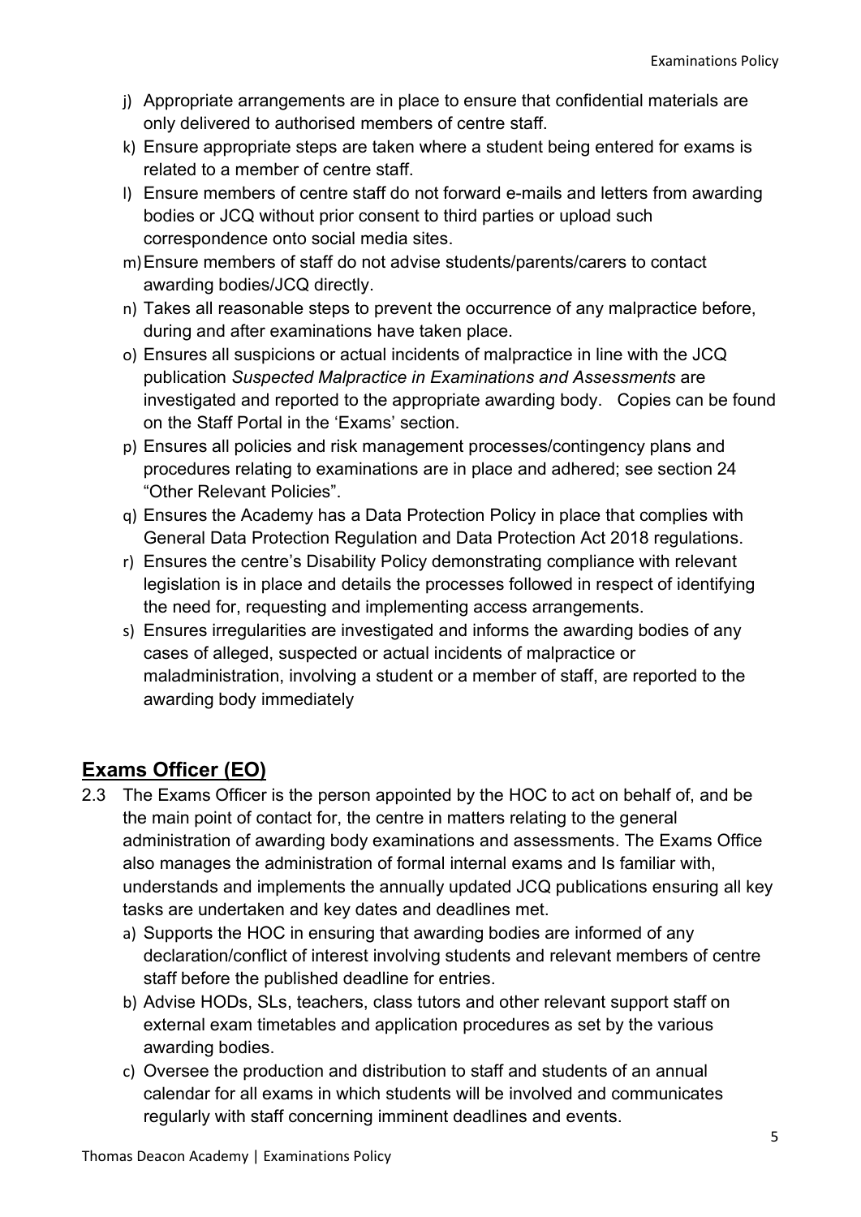j) Appropriate arrangements are in place to ensure that confidential materials are only delivered to authorised members of centre staff.
k) Ensure appropriate steps are taken where a student being entered for exams is related to a member of centre staff.
l) Ensure members of centre staff do not forward e-mails and letters from awarding bodies or JCQ without prior consent to third parties or upload such correspondence onto social media sites.
m) Ensure members of staff do not advise students/parents/carers to contact awarding bodies/JCQ directly.
n) Takes all reasonable steps to prevent the occurrence of any malpractice before, during and after examinations have taken place.
o) Ensures all suspicions or actual incidents of malpractice in line with the JCQ publication *Suspected Malpractice in Examinations and Assessments* are investigated and reported to the appropriate awarding body. Copies can be found on the Staff Portal in the 'Exams' section.
p) Ensures all policies and risk management processes/contingency plans and procedures relating to examinations are in place and adhered; see section 24 "Other Relevant Policies".
q) Ensures the Academy has a Data Protection Policy in place that complies with General Data Protection Regulation and Data Protection Act 2018 regulations.
r) Ensures the centre's Disability Policy demonstrating compliance with relevant legislation is in place and details the processes followed in respect of identifying the need for, requesting and implementing access arrangements.
s) Ensures irregularities are investigated and informs the awarding bodies of any cases of alleged, suspected or actual incidents of malpractice or maladministration, involving a student or a member of staff, are reported to the awarding body immediately

## Exams Officer (EO)

2.3 The Exams Officer is the person appointed by the HOC to act on behalf of, and be the main point of contact for, the centre in matters relating to the general administration of awarding body examinations and assessments. The Exams Office also manages the administration of formal internal exams and Is familiar with, understands and implements the annually updated JCQ publications ensuring all key tasks are undertaken and key dates and deadlines met.

a) Supports the HOC in ensuring that awarding bodies are informed of any declaration/conflict of interest involving students and relevant members of centre staff before the published deadline for entries.
b) Advise HODs, SLs, teachers, class tutors and other relevant support staff on external exam timetables and application procedures as set by the various awarding bodies.
c) Oversee the production and distribution to staff and students of an annual calendar for all exams in which students will be involved and communicates regularly with staff concerning imminent deadlines and events.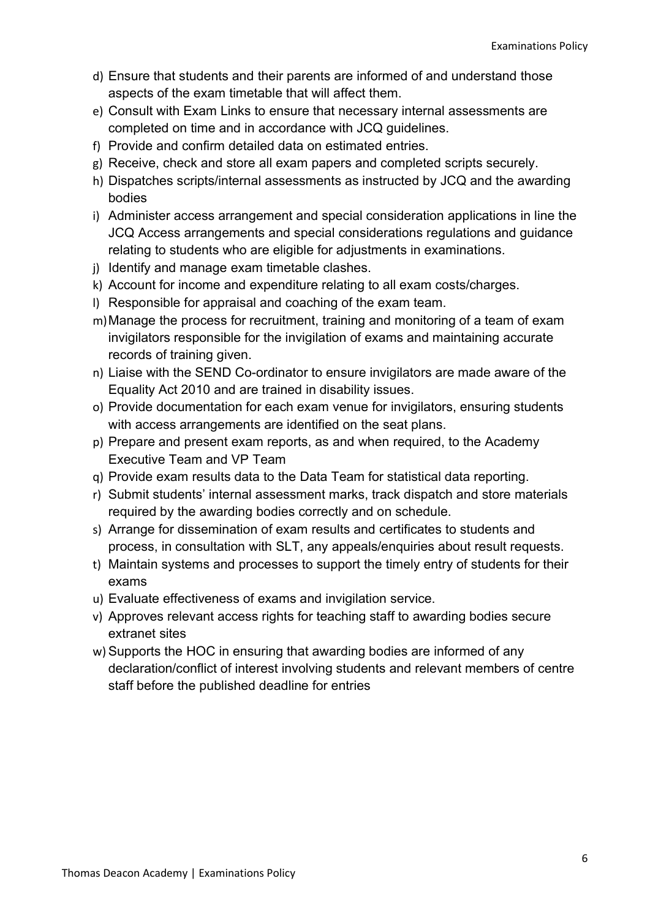d) Ensure that students and their parents are informed of and understand those aspects of the exam timetable that will affect them.
e) Consult with Exam Links to ensure that necessary internal assessments are completed on time and in accordance with JCQ guidelines.
f) Provide and confirm detailed data on estimated entries.
g) Receive, check and store all exam papers and completed scripts securely.
h) Dispatches scripts/internal assessments as instructed by JCQ and the awarding bodies
i) Administer access arrangement and special consideration applications in line the JCQ Access arrangements and special considerations regulations and guidance relating to students who are eligible for adjustments in examinations.
j) Identify and manage exam timetable clashes.
k) Account for income and expenditure relating to all exam costs/charges.
l) Responsible for appraisal and coaching of the exam team.
m) Manage the process for recruitment, training and monitoring of a team of exam invigilators responsible for the invigilation of exams and maintaining accurate records of training given.
n) Liaise with the SEND Co-ordinator to ensure invigilators are made aware of the Equality Act 2010 and are trained in disability issues.
o) Provide documentation for each exam venue for invigilators, ensuring students with access arrangements are identified on the seat plans.
p) Prepare and present exam reports, as and when required, to the Academy Executive Team and VP Team
q) Provide exam results data to the Data Team for statistical data reporting.
r) Submit students' internal assessment marks, track dispatch and store materials required by the awarding bodies correctly and on schedule.
s) Arrange for dissemination of exam results and certificates to students and process, in consultation with SLT, any appeals/enquiries about result requests.
t) Maintain systems and processes to support the timely entry of students for their exams
u) Evaluate effectiveness of exams and invigilation service.
v) Approves relevant access rights for teaching staff to awarding bodies secure extranet sites
w) Supports the HOC in ensuring that awarding bodies are informed of any declaration/conflict of interest involving students and relevant members of centre staff before the published deadline for entries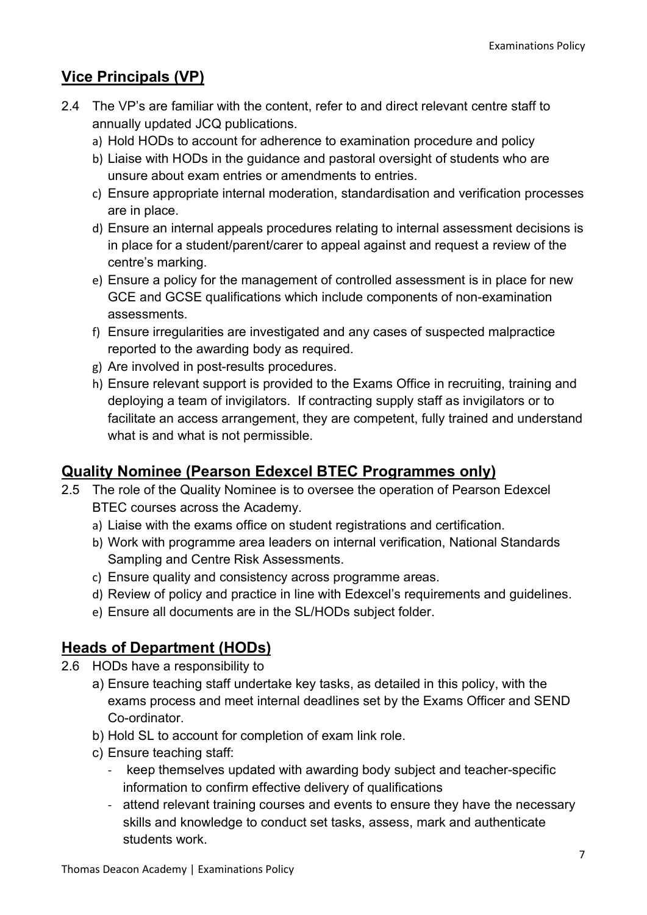## Vice Principals (VP)

2.4 The VP's are familiar with the content, refer to and direct relevant centre staff to annually updated JCQ publications.

a) Hold HODs to account for adherence to examination procedure and policy
b) Liaise with HODs in the guidance and pastoral oversight of students who are unsure about exam entries or amendments to entries.
c) Ensure appropriate internal moderation, standardisation and verification processes are in place.
d) Ensure an internal appeals procedures relating to internal assessment decisions is in place for a student/parent/carer to appeal against and request a review of the centre's marking.
e) Ensure a policy for the management of controlled assessment is in place for new GCE and GCSE qualifications which include components of non-examination assessments.
f) Ensure irregularities are investigated and any cases of suspected malpractice reported to the awarding body as required.
g) Are involved in post-results procedures.
h) Ensure relevant support is provided to the Exams Office in recruiting, training and deploying a team of invigilators. If contracting supply staff as invigilators or to facilitate an access arrangement, they are competent, fully trained and understand what is and what is not permissible.

## Quality Nominee (Pearson Edexcel BTEC Programmes only)

2.5 The role of the Quality Nominee is to oversee the operation of Pearson Edexcel BTEC courses across the Academy.

a) Liaise with the exams office on student registrations and certification.
b) Work with programme area leaders on internal verification, National Standards Sampling and Centre Risk Assessments.
c) Ensure quality and consistency across programme areas.
d) Review of policy and practice in line with Edexcel's requirements and guidelines.
e) Ensure all documents are in the SL/HODs subject folder.

## Heads of Department (HODs)

2.6 HODs have a responsibility to

a) Ensure teaching staff undertake key tasks, as detailed in this policy, with the exams process and meet internal deadlines set by the Exams Officer and SEND Co-ordinator.
b) Hold SL to account for completion of exam link role.
c) Ensure teaching staff:
   - keep themselves updated with awarding body subject and teacher-specific information to confirm effective delivery of qualifications
   - attend relevant training courses and events to ensure they have the necessary skills and knowledge to conduct set tasks, assess, mark and authenticate students work.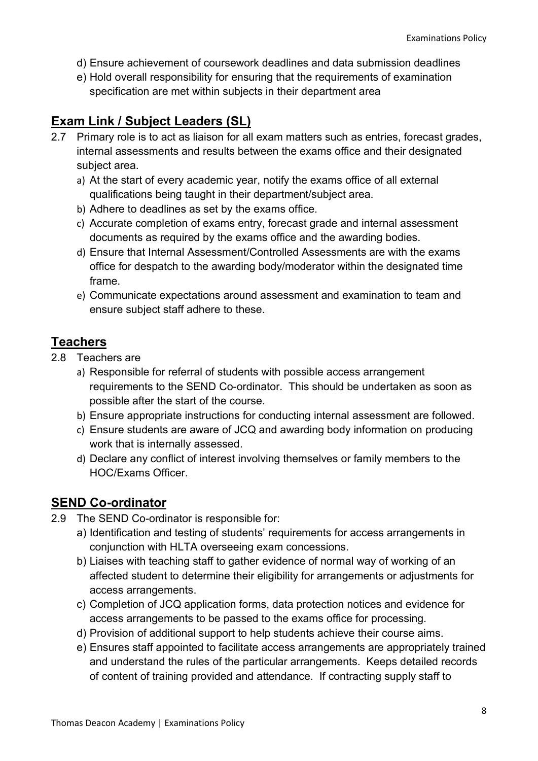d) Ensure achievement of coursework deadlines and data submission deadlines
e) Hold overall responsibility for ensuring that the requirements of examination specification are met within subjects in their department area

## Exam Link / Subject Leaders (SL)

2.7 Primary role is to act as liaison for all exam matters such as entries, forecast grades, internal assessments and results between the exams office and their designated subject area.

a) At the start of every academic year, notify the exams office of all external qualifications being taught in their department/subject area.
b) Adhere to deadlines as set by the exams office.
c) Accurate completion of exams entry, forecast grade and internal assessment documents as required by the exams office and the awarding bodies.
d) Ensure that Internal Assessment/Controlled Assessments are with the exams office for despatch to the awarding body/moderator within the designated time frame.
e) Communicate expectations around assessment and examination to team and ensure subject staff adhere to these.

## Teachers

2.8 Teachers are

a) Responsible for referral of students with possible access arrangement requirements to the SEND Co-ordinator. This should be undertaken as soon as possible after the start of the course.
b) Ensure appropriate instructions for conducting internal assessment are followed.
c) Ensure students are aware of JCQ and awarding body information on producing work that is internally assessed.
d) Declare any conflict of interest involving themselves or family members to the HOC/Exams Officer.

## SEND Co-ordinator

2.9 The SEND Co-ordinator is responsible for:

a) Identification and testing of students' requirements for access arrangements in conjunction with HLTA overseeing exam concessions.
b) Liaises with teaching staff to gather evidence of normal way of working of an affected student to determine their eligibility for arrangements or adjustments for access arrangements.
c) Completion of JCQ application forms, data protection notices and evidence for access arrangements to be passed to the exams office for processing.
d) Provision of additional support to help students achieve their course aims.
e) Ensures staff appointed to facilitate access arrangements are appropriately trained and understand the rules of the particular arrangements. Keeps detailed records of content of training provided and attendance. If contracting supply staff to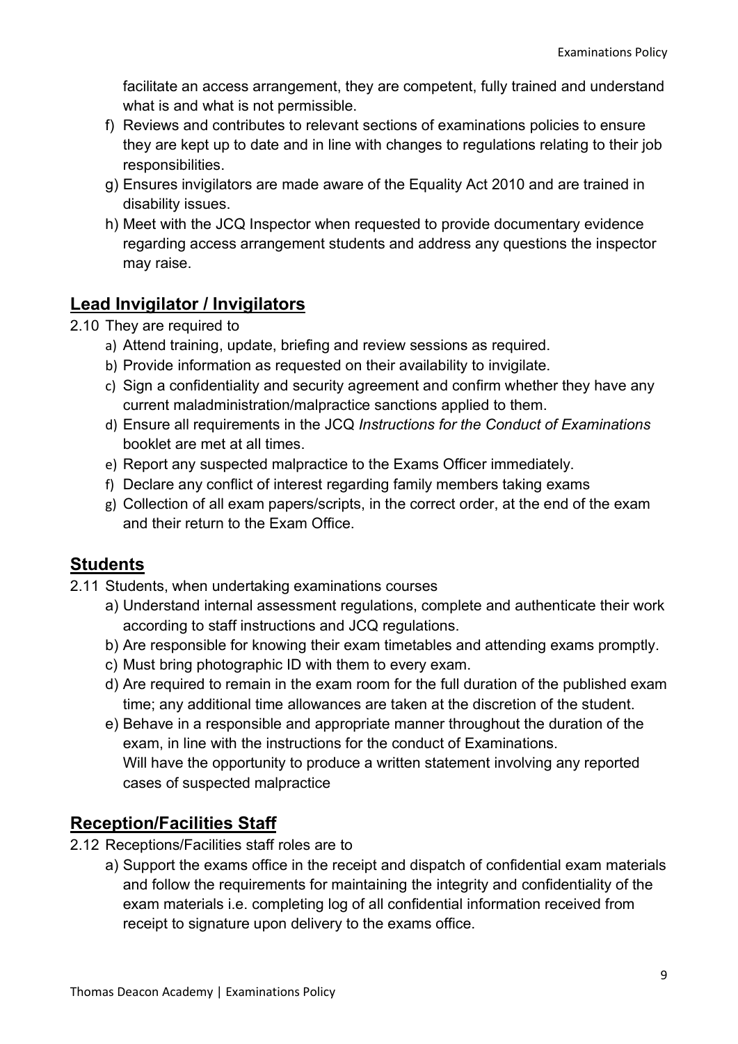facilitate an access arrangement, they are competent, fully trained and understand what is and what is not permissible.

f) Reviews and contributes to relevant sections of examinations policies to ensure they are kept up to date and in line with changes to regulations relating to their job responsibilities.
g) Ensures invigilators are made aware of the Equality Act 2010 and are trained in disability issues.
h) Meet with the JCQ Inspector when requested to provide documentary evidence regarding access arrangement students and address any questions the inspector may raise.

## Lead Invigilator / Invigilators

2.10 They are required to

a) Attend training, update, briefing and review sessions as required.
b) Provide information as requested on their availability to invigilate.
c) Sign a confidentiality and security agreement and confirm whether they have any current maladministration/malpractice sanctions applied to them.
d) Ensure all requirements in the JCQ *Instructions for the Conduct of Examinations* booklet are met at all times.
e) Report any suspected malpractice to the Exams Officer immediately.
f) Declare any conflict of interest regarding family members taking exams
g) Collection of all exam papers/scripts, in the correct order, at the end of the exam and their return to the Exam Office.

## Students

2.11 Students, when undertaking examinations courses

a) Understand internal assessment regulations, complete and authenticate their work according to staff instructions and JCQ regulations.
b) Are responsible for knowing their exam timetables and attending exams promptly.
c) Must bring photographic ID with them to every exam.
d) Are required to remain in the exam room for the full duration of the published exam time; any additional time allowances are taken at the discretion of the student.
e) Behave in a responsible and appropriate manner throughout the duration of the exam, in line with the instructions for the conduct of Examinations.
   Will have the opportunity to produce a written statement involving any reported cases of suspected malpractice

## Reception/Facilities Staff

2.12 Receptions/Facilities staff roles are to

a) Support the exams office in the receipt and dispatch of confidential exam materials and follow the requirements for maintaining the integrity and confidentiality of the exam materials i.e. completing log of all confidential information received from receipt to signature upon delivery to the exams office.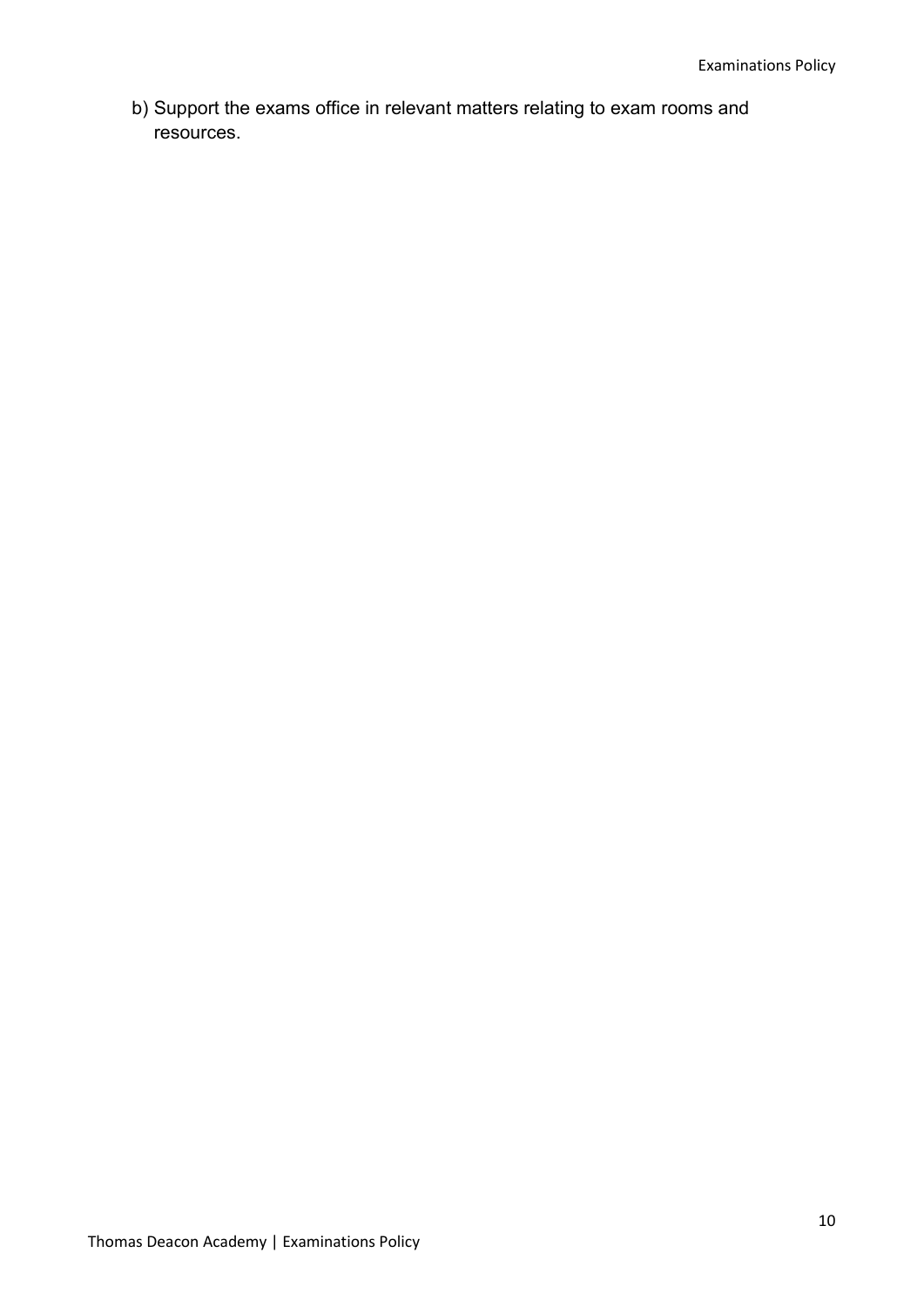b) Support the exams office in relevant matters relating to exam rooms and resources.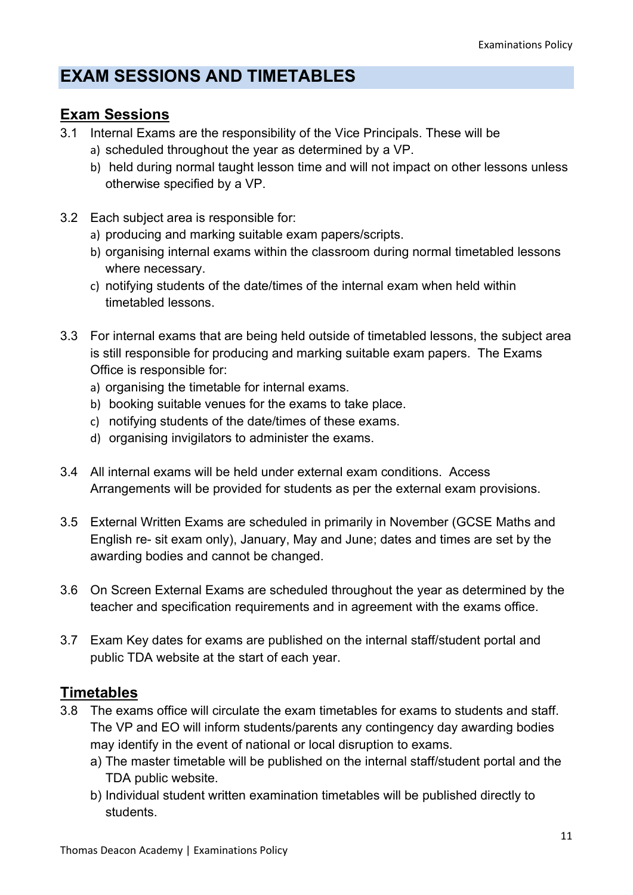# EXAM SESSIONS AND TIMETABLES

## Exam Sessions

3.1 Internal Exams are the responsibility of the Vice Principals. These will be

a) scheduled throughout the year as determined by a VP.
b) held during normal taught lesson time and will not impact on other lessons unless otherwise specified by a VP.

3.2 Each subject area is responsible for:

a) producing and marking suitable exam papers/scripts.
b) organising internal exams within the classroom during normal timetabled lessons where necessary.
c) notifying students of the date/times of the internal exam when held within timetabled lessons.

3.3 For internal exams that are being held outside of timetabled lessons, the subject area is still responsible for producing and marking suitable exam papers. The Exams Office is responsible for:

a) organising the timetable for internal exams.
b) booking suitable venues for the exams to take place.
c) notifying students of the date/times of these exams.
d) organising invigilators to administer the exams.

3.4 All internal exams will be held under external exam conditions. Access Arrangements will be provided for students as per the external exam provisions.

3.5 External Written Exams are scheduled in primarily in November (GCSE Maths and English re- sit exam only), January, May and June; dates and times are set by the awarding bodies and cannot be changed.

3.6 On Screen External Exams are scheduled throughout the year as determined by the teacher and specification requirements and in agreement with the exams office.

3.7 Exam Key dates for exams are published on the internal staff/student portal and public TDA website at the start of each year.

## Timetables

3.8 The exams office will circulate the exam timetables for exams to students and staff. The VP and EO will inform students/parents any contingency day awarding bodies may identify in the event of national or local disruption to exams.

a) The master timetable will be published on the internal staff/student portal and the TDA public website.
b) Individual student written examination timetables will be published directly to students.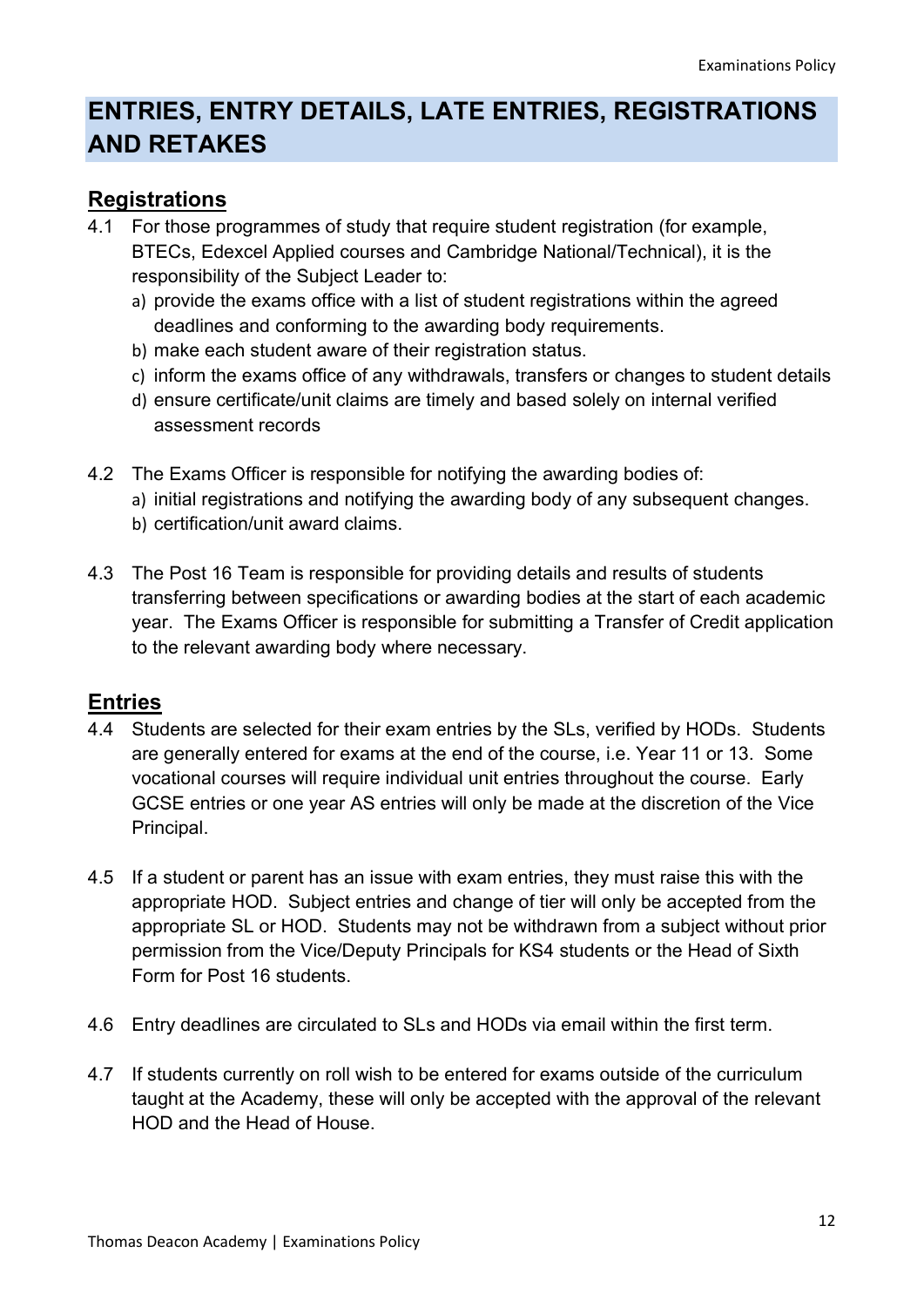# ENTRIES, ENTRY DETAILS, LATE ENTRIES, REGISTRATIONS AND RETAKES

## Registrations

4.1 For those programmes of study that require student registration (for example, BTECs, Edexcel Applied courses and Cambridge National/Technical), it is the responsibility of the Subject Leader to:

a) provide the exams office with a list of student registrations within the agreed deadlines and conforming to the awarding body requirements.
b) make each student aware of their registration status.
c) inform the exams office of any withdrawals, transfers or changes to student details
d) ensure certificate/unit claims are timely and based solely on internal verified assessment records

4.2 The Exams Officer is responsible for notifying the awarding bodies of:

a) initial registrations and notifying the awarding body of any subsequent changes.
b) certification/unit award claims.

4.3 The Post 16 Team is responsible for providing details and results of students transferring between specifications or awarding bodies at the start of each academic year. The Exams Officer is responsible for submitting a Transfer of Credit application to the relevant awarding body where necessary.

## Entries

4.4 Students are selected for their exam entries by the SLs, verified by HODs. Students are generally entered for exams at the end of the course, i.e. Year 11 or 13. Some vocational courses will require individual unit entries throughout the course. Early GCSE entries or one year AS entries will only be made at the discretion of the Vice Principal.

4.5 If a student or parent has an issue with exam entries, they must raise this with the appropriate HOD. Subject entries and change of tier will only be accepted from the appropriate SL or HOD. Students may not be withdrawn from a subject without prior permission from the Vice/Deputy Principals for KS4 students or the Head of Sixth Form for Post 16 students.

4.6 Entry deadlines are circulated to SLs and HODs via email within the first term.

4.7 If students currently on roll wish to be entered for exams outside of the curriculum taught at the Academy, these will only be accepted with the approval of the relevant HOD and the Head of House.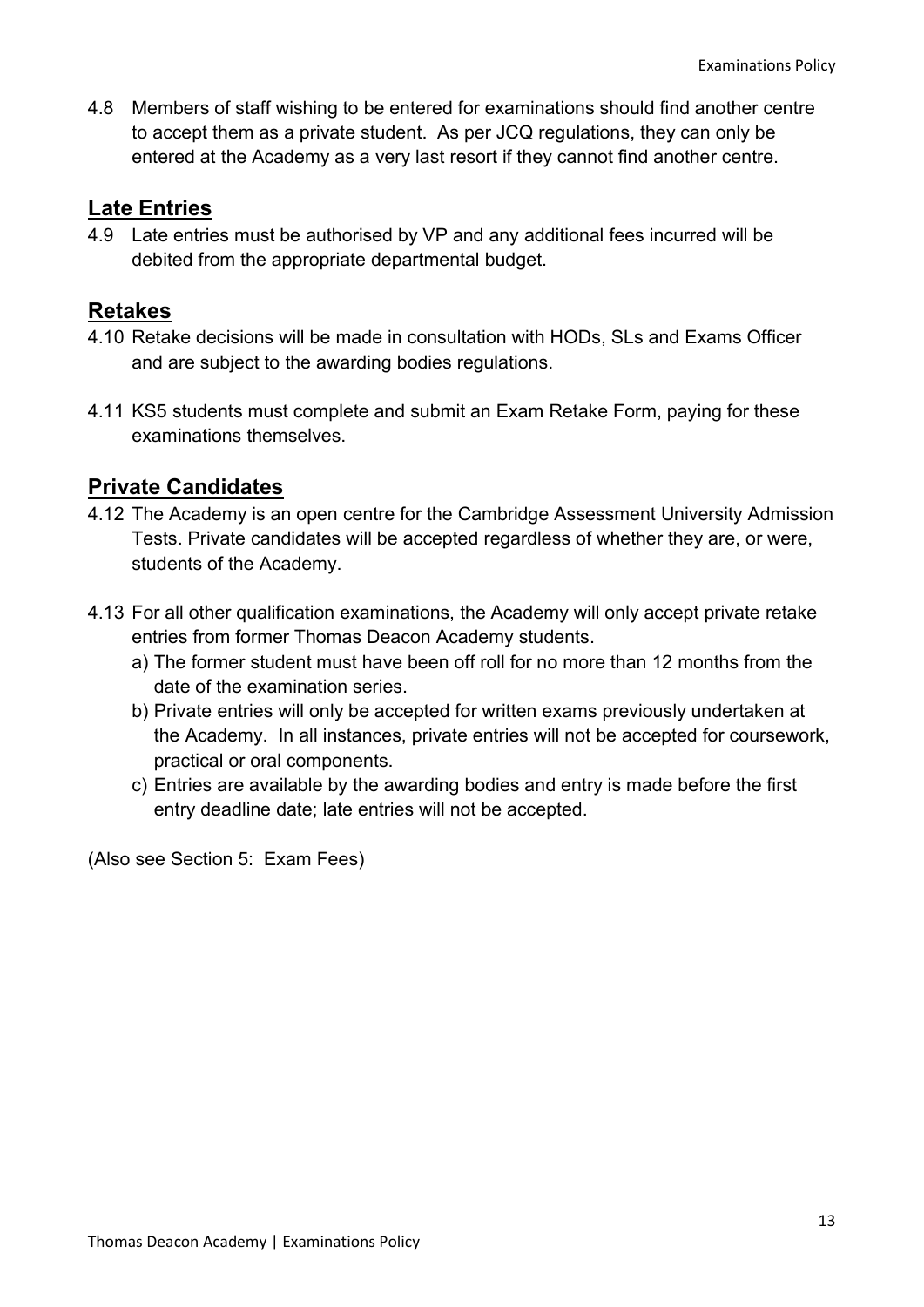4.8 Members of staff wishing to be entered for examinations should find another centre to accept them as a private student. As per JCQ regulations, they can only be entered at the Academy as a very last resort if they cannot find another centre.

## Late Entries

4.9 Late entries must be authorised by VP and any additional fees incurred will be debited from the appropriate departmental budget.

## Retakes

4.10 Retake decisions will be made in consultation with HODs, SLs and Exams Officer and are subject to the awarding bodies regulations.

4.11 KS5 students must complete and submit an Exam Retake Form, paying for these examinations themselves.

## Private Candidates

4.12 The Academy is an open centre for the Cambridge Assessment University Admission Tests. Private candidates will be accepted regardless of whether they are, or were, students of the Academy.

4.13 For all other qualification examinations, the Academy will only accept private retake entries from former Thomas Deacon Academy students.

a) The former student must have been off roll for no more than 12 months from the date of the examination series.

b) Private entries will only be accepted for written exams previously undertaken at the Academy. In all instances, private entries will not be accepted for coursework, practical or oral components.

c) Entries are available by the awarding bodies and entry is made before the first entry deadline date; late entries will not be accepted.

(Also see Section 5: Exam Fees)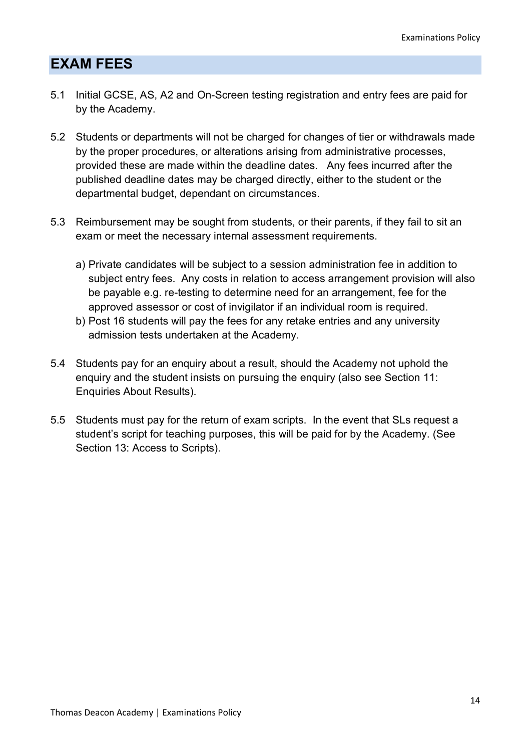## EXAM FEES

5.1 Initial GCSE, AS, A2 and On-Screen testing registration and entry fees are paid for by the Academy.

5.2 Students or departments will not be charged for changes of tier or withdrawals made by the proper procedures, or alterations arising from administrative processes, provided these are made within the deadline dates. Any fees incurred after the published deadline dates may be charged directly, either to the student or the departmental budget, dependant on circumstances.

5.3 Reimbursement may be sought from students, or their parents, if they fail to sit an exam or meet the necessary internal assessment requirements.

a) Private candidates will be subject to a session administration fee in addition to subject entry fees. Any costs in relation to access arrangement provision will also be payable e.g. re-testing to determine need for an arrangement, fee for the approved assessor or cost of invigilator if an individual room is required.

b) Post 16 students will pay the fees for any retake entries and any university admission tests undertaken at the Academy.

5.4 Students pay for an enquiry about a result, should the Academy not uphold the enquiry and the student insists on pursuing the enquiry (also see Section 11: Enquiries About Results).

5.5 Students must pay for the return of exam scripts. In the event that SLs request a student's script for teaching purposes, this will be paid for by the Academy. (See Section 13: Access to Scripts).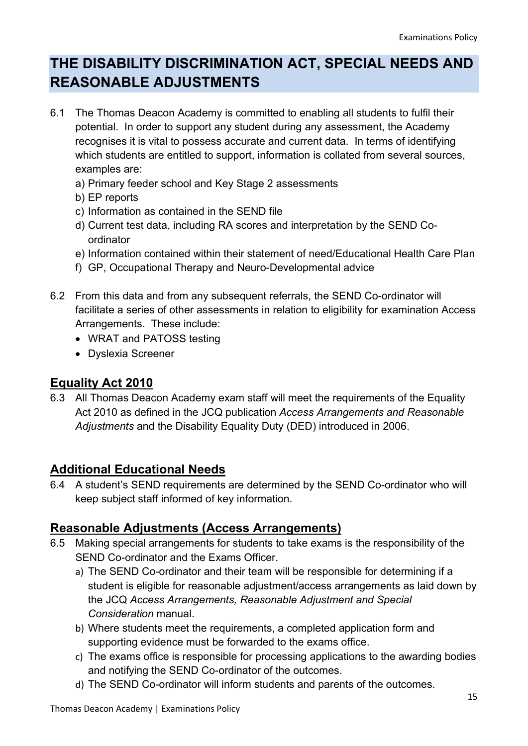# THE DISABILITY DISCRIMINATION ACT, SPECIAL NEEDS AND REASONABLE ADJUSTMENTS

6.1 The Thomas Deacon Academy is committed to enabling all students to fulfil their potential. In order to support any student during any assessment, the Academy recognises it is vital to possess accurate and current data. In terms of identifying which students are entitled to support, information is collated from several sources, examples are:

a) Primary feeder school and Key Stage 2 assessments
b) EP reports
c) Information as contained in the SEND file
d) Current test data, including RA scores and interpretation by the SEND Co-ordinator
e) Information contained within their statement of need/Educational Health Care Plan
f) GP, Occupational Therapy and Neuro-Developmental advice

6.2 From this data and from any subsequent referrals, the SEND Co-ordinator will facilitate a series of other assessments in relation to eligibility for examination Access Arrangements. These include:

- WRAT and PATOSS testing
- Dyslexia Screener

## Equality Act 2010

6.3 All Thomas Deacon Academy exam staff will meet the requirements of the Equality Act 2010 as defined in the JCQ publication *Access Arrangements and Reasonable Adjustments* and the Disability Equality Duty (DED) introduced in 2006.

## Additional Educational Needs

6.4 A student's SEND requirements are determined by the SEND Co-ordinator who will keep subject staff informed of key information.

## Reasonable Adjustments (Access Arrangements)

6.5 Making special arrangements for students to take exams is the responsibility of the SEND Co-ordinator and the Exams Officer.

a) The SEND Co-ordinator and their team will be responsible for determining if a student is eligible for reasonable adjustment/access arrangements as laid down by the JCQ *Access Arrangements, Reasonable Adjustment and Special Consideration* manual.
b) Where students meet the requirements, a completed application form and supporting evidence must be forwarded to the exams office.
c) The exams office is responsible for processing applications to the awarding bodies and notifying the SEND Co-ordinator of the outcomes.
d) The SEND Co-ordinator will inform students and parents of the outcomes.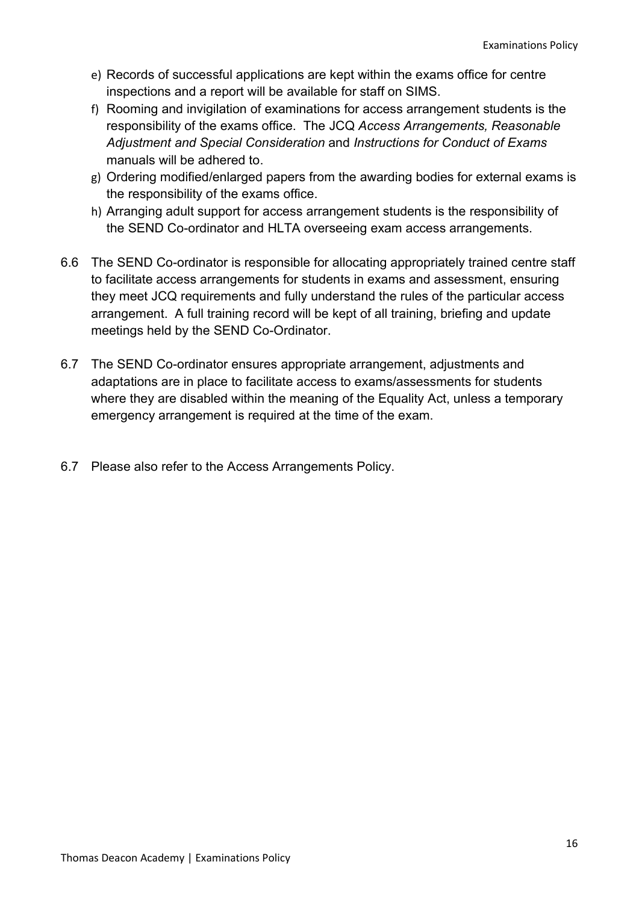e) Records of successful applications are kept within the exams office for centre inspections and a report will be available for staff on SIMS.
f) Rooming and invigilation of examinations for access arrangement students is the responsibility of the exams office. The JCQ *Access Arrangements, Reasonable Adjustment and Special Consideration* and *Instructions for Conduct of Exams* manuals will be adhered to.
g) Ordering modified/enlarged papers from the awarding bodies for external exams is the responsibility of the exams office.
h) Arranging adult support for access arrangement students is the responsibility of the SEND Co-ordinator and HLTA overseeing exam access arrangements.

6.6 The SEND Co-ordinator is responsible for allocating appropriately trained centre staff to facilitate access arrangements for students in exams and assessment, ensuring they meet JCQ requirements and fully understand the rules of the particular access arrangement. A full training record will be kept of all training, briefing and update meetings held by the SEND Co-Ordinator.

6.7 The SEND Co-ordinator ensures appropriate arrangement, adjustments and adaptations are in place to facilitate access to exams/assessments for students where they are disabled within the meaning of the Equality Act, unless a temporary emergency arrangement is required at the time of the exam.

6.7 Please also refer to the Access Arrangements Policy.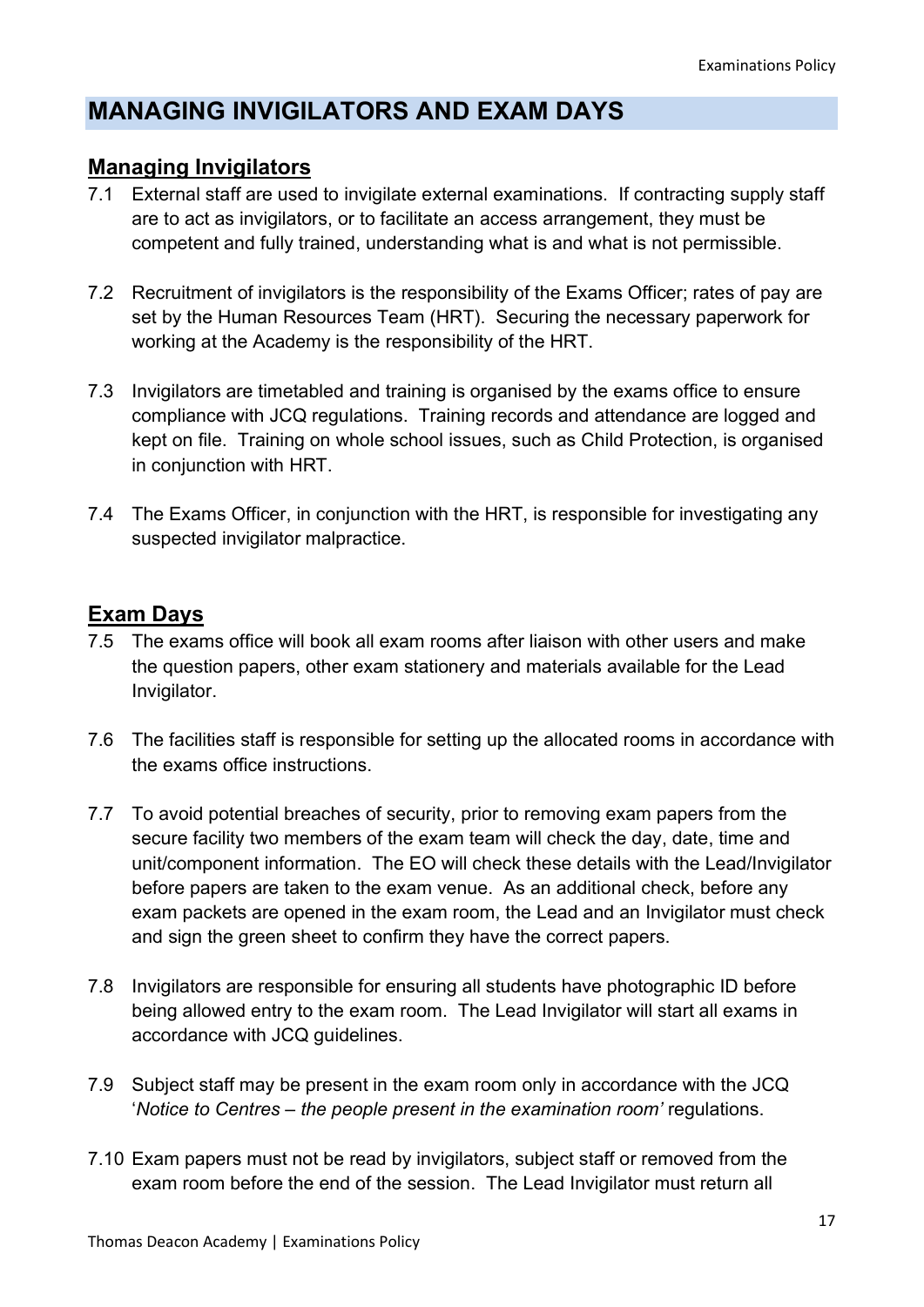## MANAGING INVIGILATORS AND EXAM DAYS

### Managing Invigilators

7.1 External staff are used to invigilate external examinations. If contracting supply staff are to act as invigilators, or to facilitate an access arrangement, they must be competent and fully trained, understanding what is and what is not permissible.

7.2 Recruitment of invigilators is the responsibility of the Exams Officer; rates of pay are set by the Human Resources Team (HRT). Securing the necessary paperwork for working at the Academy is the responsibility of the HRT.

7.3 Invigilators are timetabled and training is organised by the exams office to ensure compliance with JCQ regulations. Training records and attendance are logged and kept on file. Training on whole school issues, such as Child Protection, is organised in conjunction with HRT.

7.4 The Exams Officer, in conjunction with the HRT, is responsible for investigating any suspected invigilator malpractice.

### Exam Days

7.5 The exams office will book all exam rooms after liaison with other users and make the question papers, other exam stationery and materials available for the Lead Invigilator.

7.6 The facilities staff is responsible for setting up the allocated rooms in accordance with the exams office instructions.

7.7 To avoid potential breaches of security, prior to removing exam papers from the secure facility two members of the exam team will check the day, date, time and unit/component information. The EO will check these details with the Lead/Invigilator before papers are taken to the exam venue. As an additional check, before any exam packets are opened in the exam room, the Lead and an Invigilator must check and sign the green sheet to confirm they have the correct papers.

7.8 Invigilators are responsible for ensuring all students have photographic ID before being allowed entry to the exam room. The Lead Invigilator will start all exams in accordance with JCQ guidelines.

7.9 Subject staff may be present in the exam room only in accordance with the JCQ '*Notice to Centres – the people present in the examination room'* regulations.

7.10 Exam papers must not be read by invigilators, subject staff or removed from the exam room before the end of the session. The Lead Invigilator must return all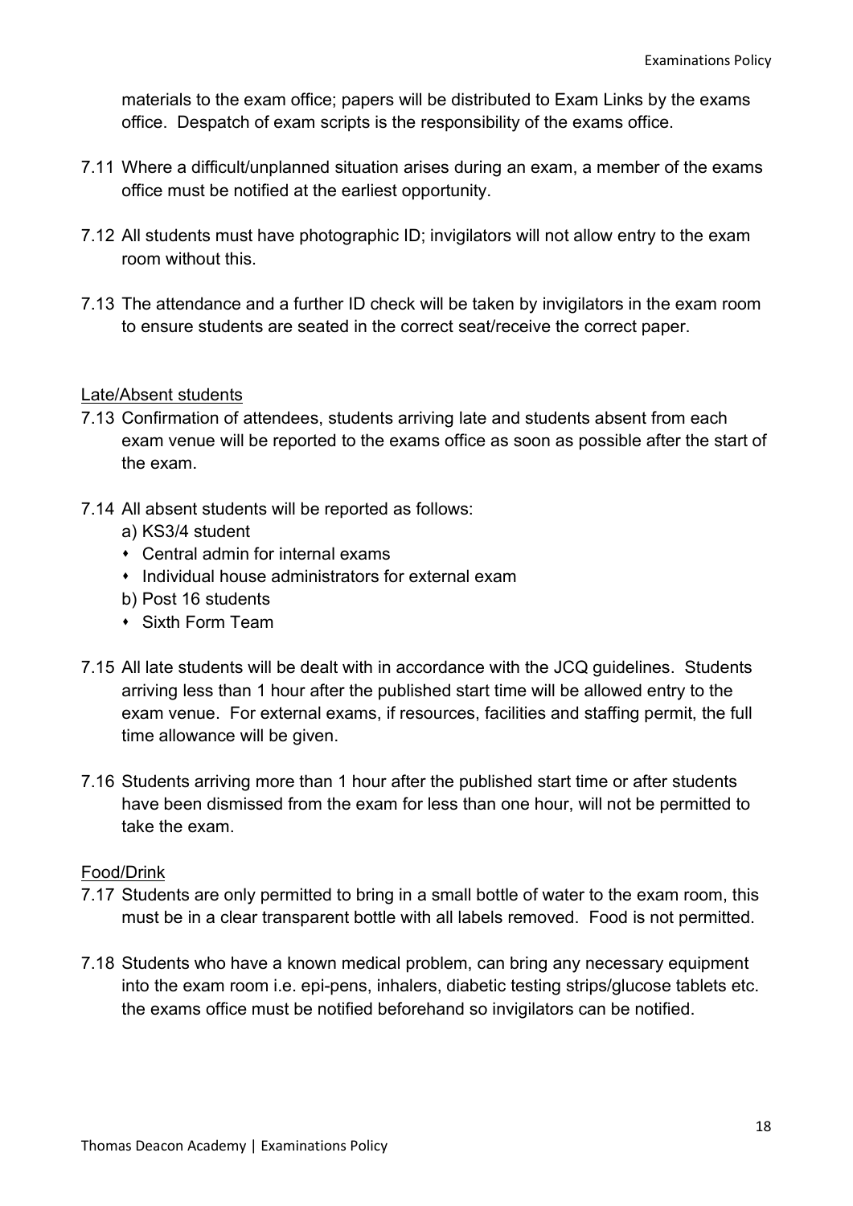materials to the exam office; papers will be distributed to Exam Links by the exams office. Despatch of exam scripts is the responsibility of the exams office.

7.11 Where a difficult/unplanned situation arises during an exam, a member of the exams office must be notified at the earliest opportunity.

7.12 All students must have photographic ID; invigilators will not allow entry to the exam room without this.

7.13 The attendance and a further ID check will be taken by invigilators in the exam room to ensure students are seated in the correct seat/receive the correct paper.

<u>Late/Absent students</u>

7.13 Confirmation of attendees, students arriving late and students absent from each exam venue will be reported to the exams office as soon as possible after the start of the exam.

7.14 All absent students will be reported as follows:

a) KS3/4 student

- Central admin for internal exams
- Individual house administrators for external exam

b) Post 16 students

- Sixth Form Team

7.15 All late students will be dealt with in accordance with the JCQ guidelines. Students arriving less than 1 hour after the published start time will be allowed entry to the exam venue. For external exams, if resources, facilities and staffing permit, the full time allowance will be given.

7.16 Students arriving more than 1 hour after the published start time or after students have been dismissed from the exam for less than one hour, will not be permitted to take the exam.

<u>Food/Drink</u>

7.17 Students are only permitted to bring in a small bottle of water to the exam room, this must be in a clear transparent bottle with all labels removed. Food is not permitted.

7.18 Students who have a known medical problem, can bring any necessary equipment into the exam room i.e. epi-pens, inhalers, diabetic testing strips/glucose tablets etc. the exams office must be notified beforehand so invigilators can be notified.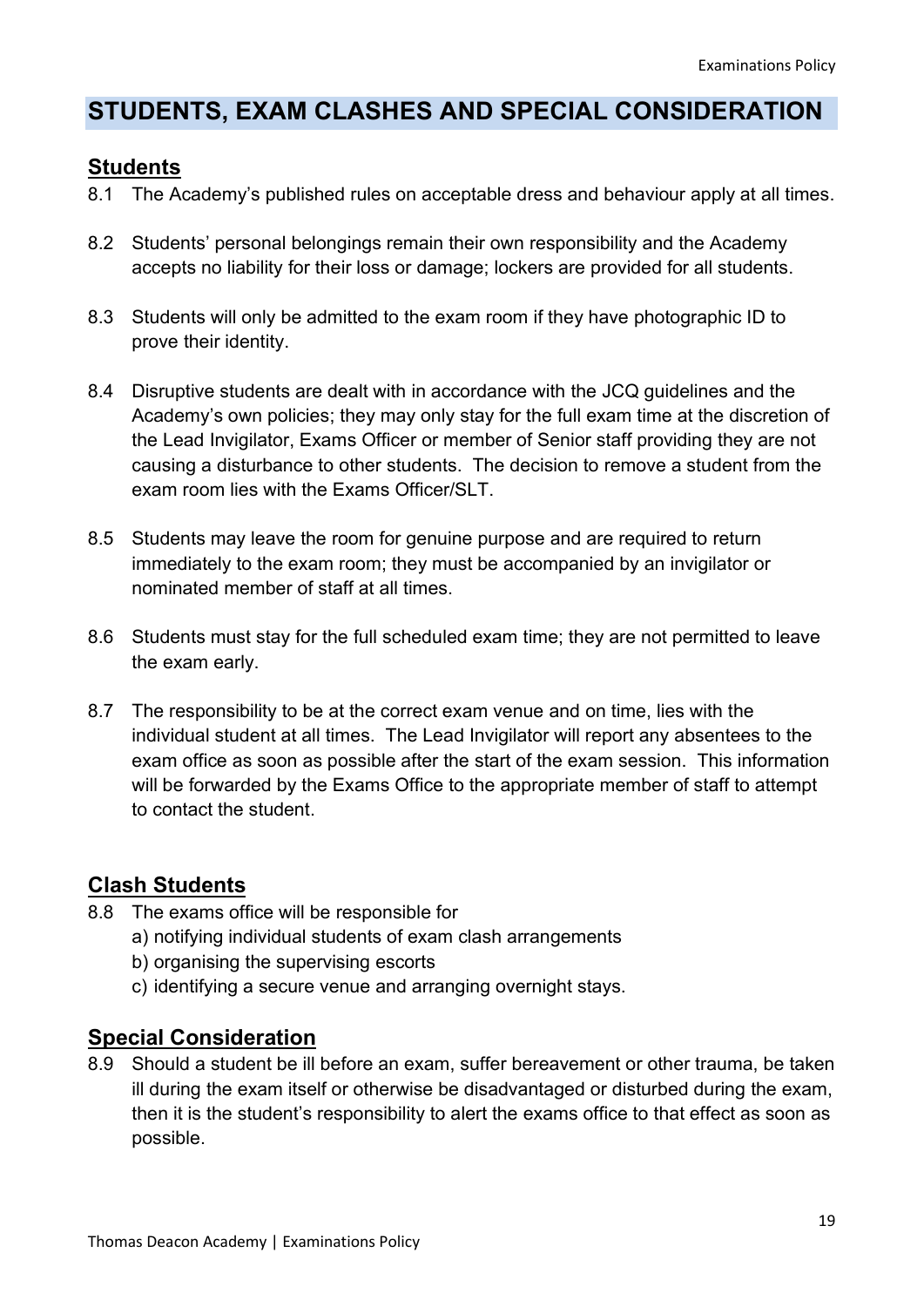# STUDENTS, EXAM CLASHES AND SPECIAL CONSIDERATION

## Students

8.1 The Academy's published rules on acceptable dress and behaviour apply at all times.

8.2 Students' personal belongings remain their own responsibility and the Academy accepts no liability for their loss or damage; lockers are provided for all students.

8.3 Students will only be admitted to the exam room if they have photographic ID to prove their identity.

8.4 Disruptive students are dealt with in accordance with the JCQ guidelines and the Academy's own policies; they may only stay for the full exam time at the discretion of the Lead Invigilator, Exams Officer or member of Senior staff providing they are not causing a disturbance to other students. The decision to remove a student from the exam room lies with the Exams Officer/SLT.

8.5 Students may leave the room for genuine purpose and are required to return immediately to the exam room; they must be accompanied by an invigilator or nominated member of staff at all times.

8.6 Students must stay for the full scheduled exam time; they are not permitted to leave the exam early.

8.7 The responsibility to be at the correct exam venue and on time, lies with the individual student at all times. The Lead Invigilator will report any absentees to the exam office as soon as possible after the start of the exam session. This information will be forwarded by the Exams Office to the appropriate member of staff to attempt to contact the student.

## Clash Students

8.8 The exams office will be responsible for
   a) notifying individual students of exam clash arrangements
   b) organising the supervising escorts
   c) identifying a secure venue and arranging overnight stays.

## Special Consideration

8.9 Should a student be ill before an exam, suffer bereavement or other trauma, be taken ill during the exam itself or otherwise be disadvantaged or disturbed during the exam, then it is the student's responsibility to alert the exams office to that effect as soon as possible.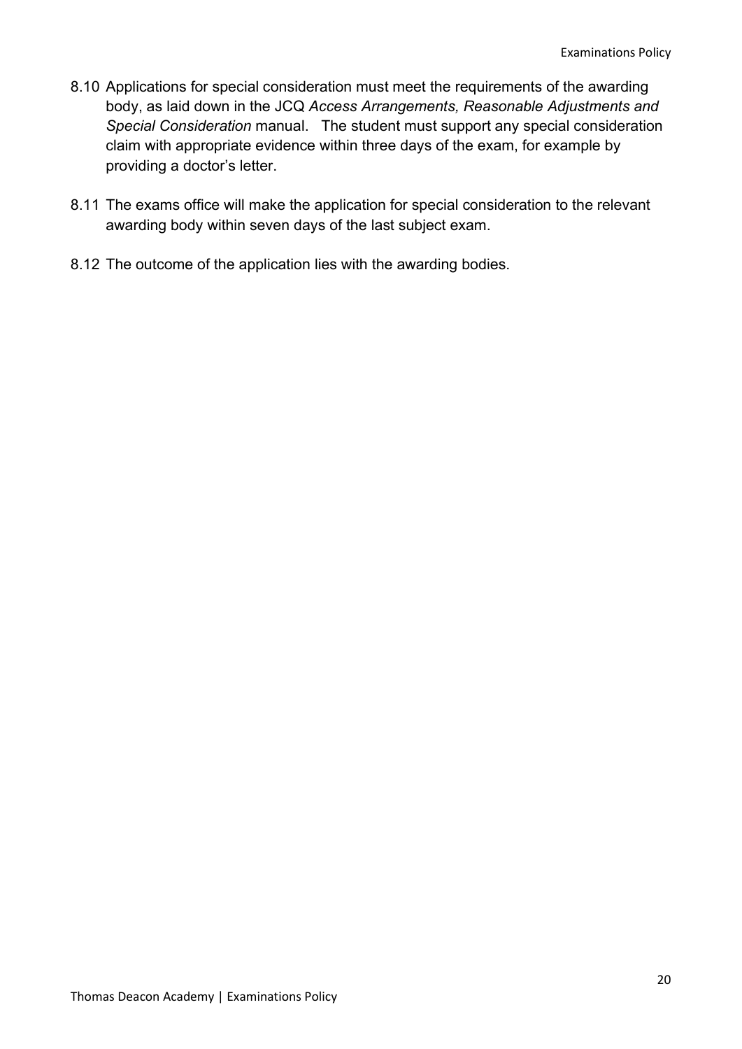8.10 Applications for special consideration must meet the requirements of the awarding body, as laid down in the JCQ *Access Arrangements, Reasonable Adjustments and Special Consideration* manual. The student must support any special consideration claim with appropriate evidence within three days of the exam, for example by providing a doctor's letter.

8.11 The exams office will make the application for special consideration to the relevant awarding body within seven days of the last subject exam.

8.12 The outcome of the application lies with the awarding bodies.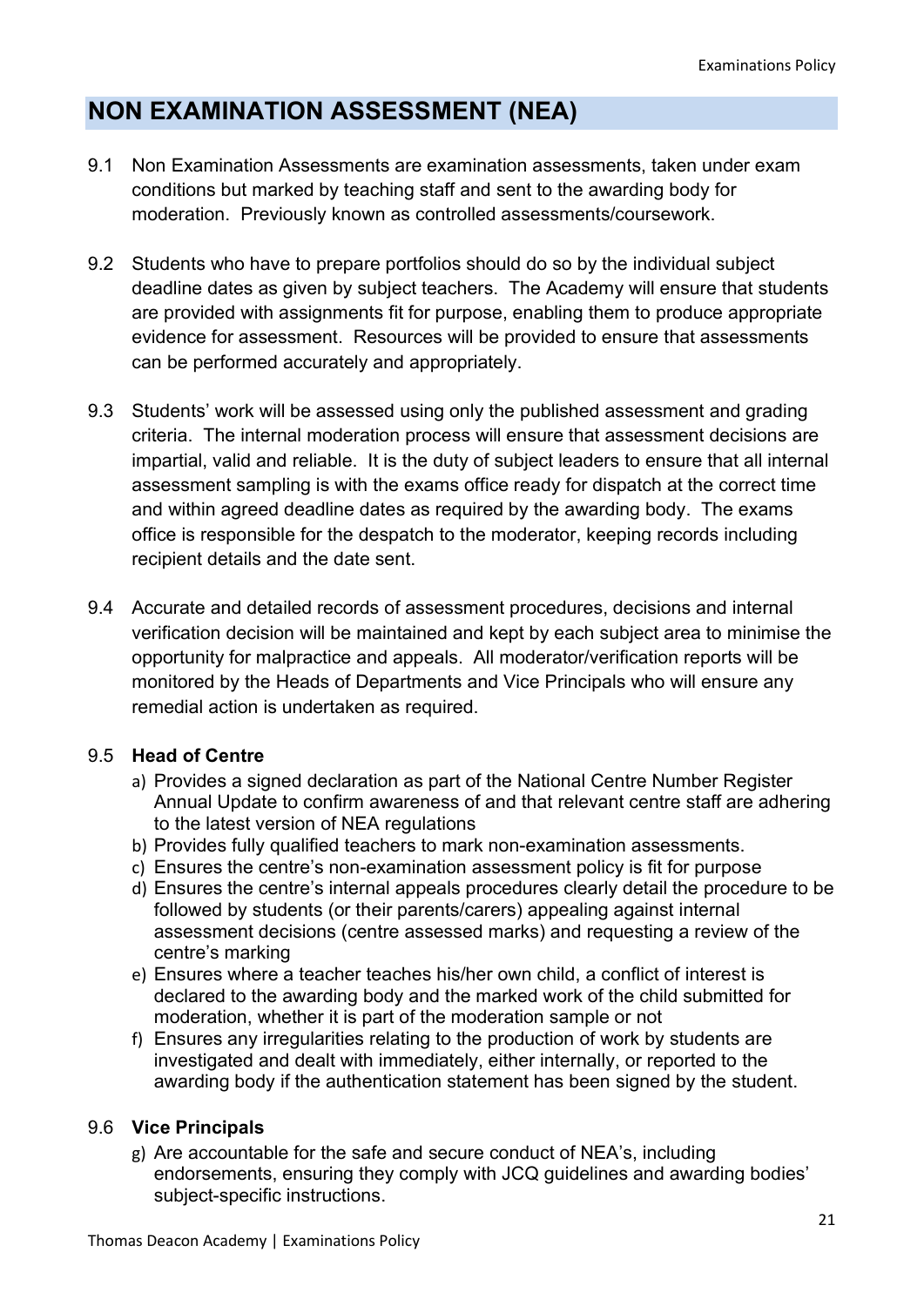## NON EXAMINATION ASSESSMENT (NEA)

9.1 Non Examination Assessments are examination assessments, taken under exam conditions but marked by teaching staff and sent to the awarding body for moderation. Previously known as controlled assessments/coursework.

9.2 Students who have to prepare portfolios should do so by the individual subject deadline dates as given by subject teachers. The Academy will ensure that students are provided with assignments fit for purpose, enabling them to produce appropriate evidence for assessment. Resources will be provided to ensure that assessments can be performed accurately and appropriately.

9.3 Students' work will be assessed using only the published assessment and grading criteria. The internal moderation process will ensure that assessment decisions are impartial, valid and reliable. It is the duty of subject leaders to ensure that all internal assessment sampling is with the exams office ready for dispatch at the correct time and within agreed deadline dates as required by the awarding body. The exams office is responsible for the despatch to the moderator, keeping records including recipient details and the date sent.

9.4 Accurate and detailed records of assessment procedures, decisions and internal verification decision will be maintained and kept by each subject area to minimise the opportunity for malpractice and appeals. All moderator/verification reports will be monitored by the Heads of Departments and Vice Principals who will ensure any remedial action is undertaken as required.

9.5 **Head of Centre**

a) Provides a signed declaration as part of the National Centre Number Register Annual Update to confirm awareness of and that relevant centre staff are adhering to the latest version of NEA regulations
b) Provides fully qualified teachers to mark non-examination assessments.
c) Ensures the centre's non-examination assessment policy is fit for purpose
d) Ensures the centre's internal appeals procedures clearly detail the procedure to be followed by students (or their parents/carers) appealing against internal assessment decisions (centre assessed marks) and requesting a review of the centre's marking
e) Ensures where a teacher teaches his/her own child, a conflict of interest is declared to the awarding body and the marked work of the child submitted for moderation, whether it is part of the moderation sample or not
f) Ensures any irregularities relating to the production of work by students are investigated and dealt with immediately, either internally, or reported to the awarding body if the authentication statement has been signed by the student.

9.6 **Vice Principals**

g) Are accountable for the safe and secure conduct of NEA's, including endorsements, ensuring they comply with JCQ guidelines and awarding bodies' subject-specific instructions.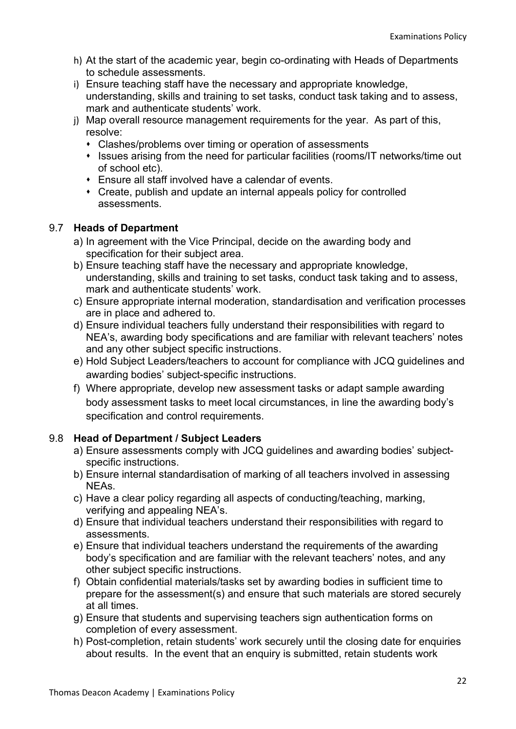h) At the start of the academic year, begin co-ordinating with Heads of Departments to schedule assessments.

i) Ensure teaching staff have the necessary and appropriate knowledge, understanding, skills and training to set tasks, conduct task taking and to assess, mark and authenticate students' work.

j) Map overall resource management requirements for the year. As part of this, resolve:
   - Clashes/problems over timing or operation of assessments
   - Issues arising from the need for particular facilities (rooms/IT networks/time out of school etc).
   - Ensure all staff involved have a calendar of events.
   - Create, publish and update an internal appeals policy for controlled assessments.

### 9.7 Heads of Department

a) In agreement with the Vice Principal, decide on the awarding body and specification for their subject area.

b) Ensure teaching staff have the necessary and appropriate knowledge, understanding, skills and training to set tasks, conduct task taking and to assess, mark and authenticate students' work.

c) Ensure appropriate internal moderation, standardisation and verification processes are in place and adhered to.

d) Ensure individual teachers fully understand their responsibilities with regard to NEA's, awarding body specifications and are familiar with relevant teachers' notes and any other subject specific instructions.

e) Hold Subject Leaders/teachers to account for compliance with JCQ guidelines and awarding bodies' subject-specific instructions.

f) Where appropriate, develop new assessment tasks or adapt sample awarding body assessment tasks to meet local circumstances, in line the awarding body's specification and control requirements.

### 9.8 Head of Department / Subject Leaders

a) Ensure assessments comply with JCQ guidelines and awarding bodies' subject-specific instructions.

b) Ensure internal standardisation of marking of all teachers involved in assessing NEAs.

c) Have a clear policy regarding all aspects of conducting/teaching, marking, verifying and appealing NEA's.

d) Ensure that individual teachers understand their responsibilities with regard to assessments.

e) Ensure that individual teachers understand the requirements of the awarding body's specification and are familiar with the relevant teachers' notes, and any other subject specific instructions.

f) Obtain confidential materials/tasks set by awarding bodies in sufficient time to prepare for the assessment(s) and ensure that such materials are stored securely at all times.

g) Ensure that students and supervising teachers sign authentication forms on completion of every assessment.

h) Post-completion, retain students' work securely until the closing date for enquiries about results. In the event that an enquiry is submitted, retain students work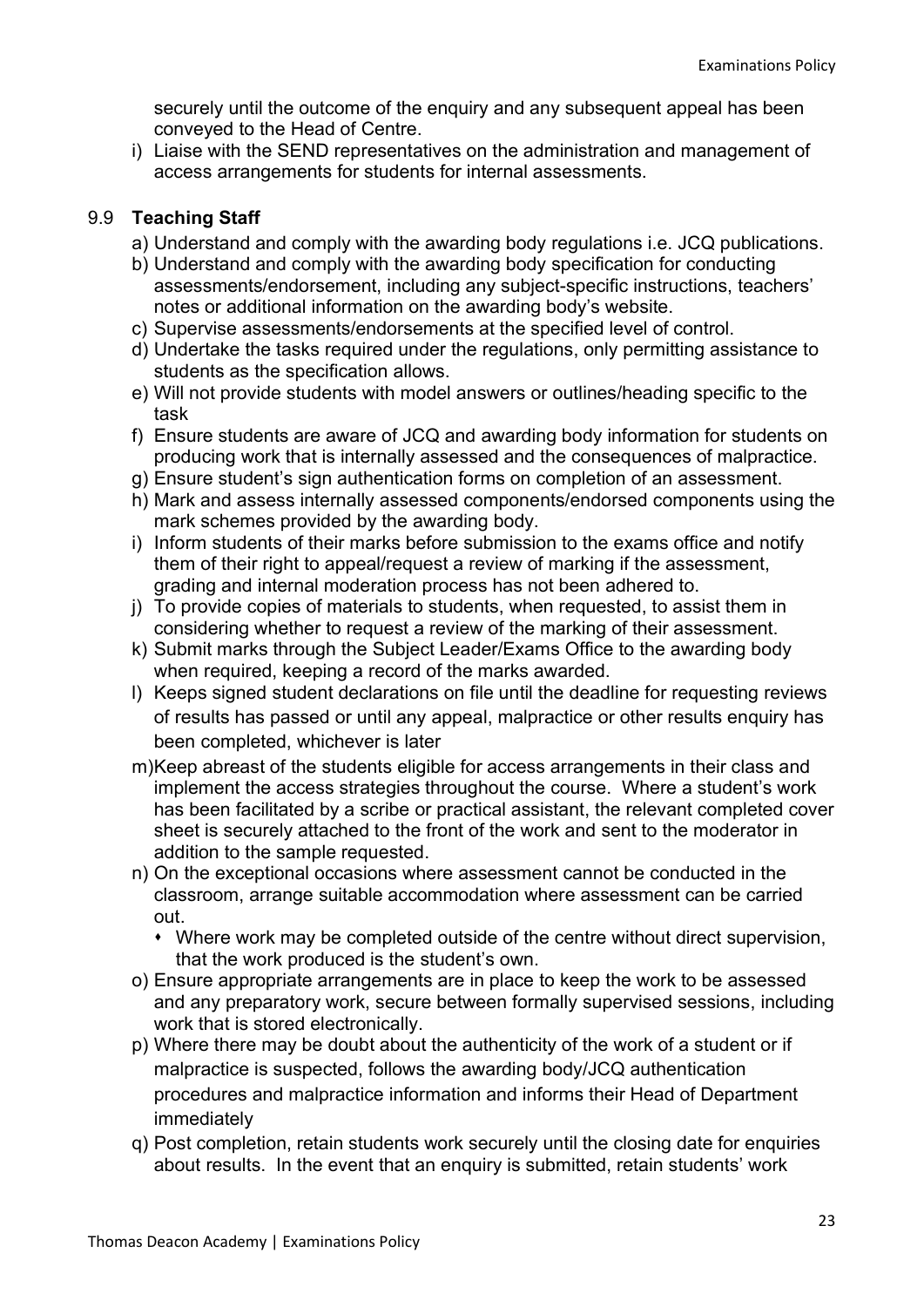securely until the outcome of the enquiry and any subsequent appeal has been conveyed to the Head of Centre.

i) Liaise with the SEND representatives on the administration and management of access arrangements for students for internal assessments.

### 9.9 **Teaching Staff**

a) Understand and comply with the awarding body regulations i.e. JCQ publications.

b) Understand and comply with the awarding body specification for conducting assessments/endorsement, including any subject-specific instructions, teachers' notes or additional information on the awarding body's website.

c) Supervise assessments/endorsements at the specified level of control.

d) Undertake the tasks required under the regulations, only permitting assistance to students as the specification allows.

e) Will not provide students with model answers or outlines/heading specific to the task

f) Ensure students are aware of JCQ and awarding body information for students on producing work that is internally assessed and the consequences of malpractice.

g) Ensure student's sign authentication forms on completion of an assessment.

h) Mark and assess internally assessed components/endorsed components using the mark schemes provided by the awarding body.

i) Inform students of their marks before submission to the exams office and notify them of their right to appeal/request a review of marking if the assessment, grading and internal moderation process has not been adhered to.

j) To provide copies of materials to students, when requested, to assist them in considering whether to request a review of the marking of their assessment.

k) Submit marks through the Subject Leader/Exams Office to the awarding body when required, keeping a record of the marks awarded.

l) Keeps signed student declarations on file until the deadline for requesting reviews of results has passed or until any appeal, malpractice or other results enquiry has been completed, whichever is later

m) Keep abreast of the students eligible for access arrangements in their class and implement the access strategies throughout the course. Where a student's work has been facilitated by a scribe or practical assistant, the relevant completed cover sheet is securely attached to the front of the work and sent to the moderator in addition to the sample requested.

n) On the exceptional occasions where assessment cannot be conducted in the classroom, arrange suitable accommodation where assessment can be carried out.
   - Where work may be completed outside of the centre without direct supervision, that the work produced is the student's own.

o) Ensure appropriate arrangements are in place to keep the work to be assessed and any preparatory work, secure between formally supervised sessions, including work that is stored electronically.

p) Where there may be doubt about the authenticity of the work of a student or if malpractice is suspected, follows the awarding body/JCQ authentication procedures and malpractice information and informs their Head of Department immediately

q) Post completion, retain students work securely until the closing date for enquiries about results. In the event that an enquiry is submitted, retain students' work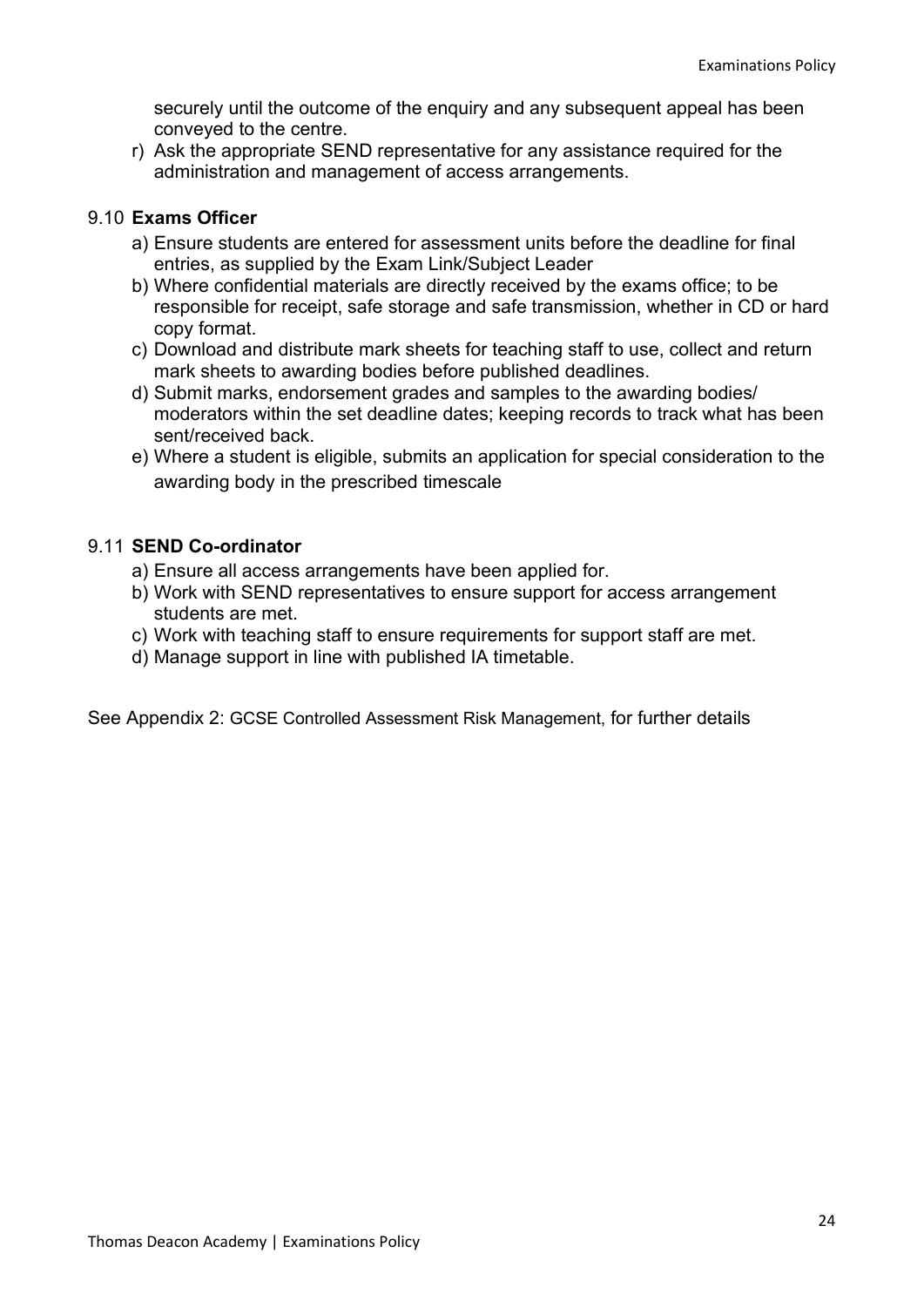securely until the outcome of the enquiry and any subsequent appeal has been conveyed to the centre.

r) Ask the appropriate SEND representative for any assistance required for the administration and management of access arrangements.

### 9.10 **Exams Officer**

a) Ensure students are entered for assessment units before the deadline for final entries, as supplied by the Exam Link/Subject Leader

b) Where confidential materials are directly received by the exams office; to be responsible for receipt, safe storage and safe transmission, whether in CD or hard copy format.

c) Download and distribute mark sheets for teaching staff to use, collect and return mark sheets to awarding bodies before published deadlines.

d) Submit marks, endorsement grades and samples to the awarding bodies/ moderators within the set deadline dates; keeping records to track what has been sent/received back.

e) Where a student is eligible, submits an application for special consideration to the awarding body in the prescribed timescale

### 9.11 **SEND Co-ordinator**

a) Ensure all access arrangements have been applied for.

b) Work with SEND representatives to ensure support for access arrangement students are met.

c) Work with teaching staff to ensure requirements for support staff are met.

d) Manage support in line with published IA timetable.

See Appendix 2: GCSE Controlled Assessment Risk Management, for further details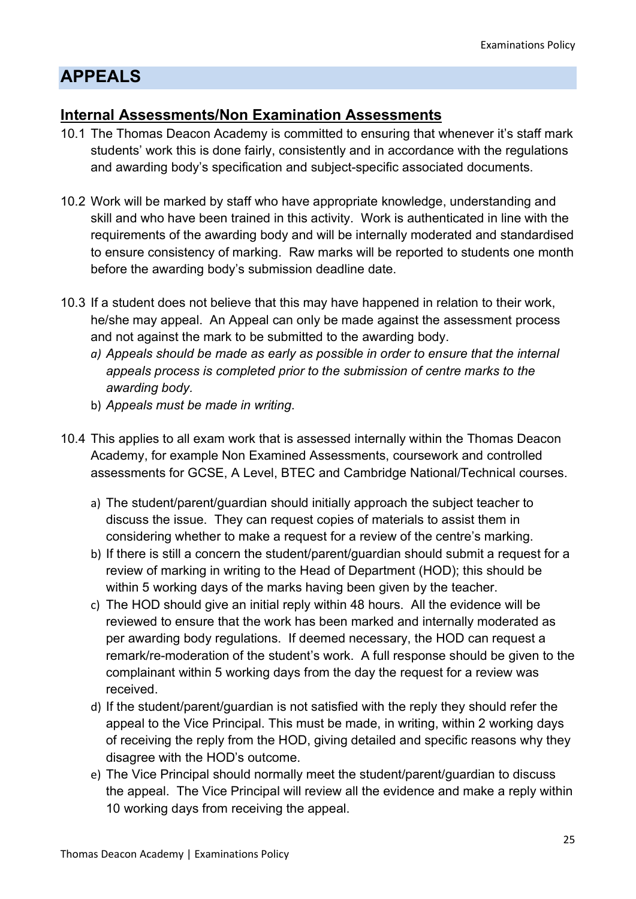# APPEALS

## Internal Assessments/Non Examination Assessments

10.1 The Thomas Deacon Academy is committed to ensuring that whenever it's staff mark students' work this is done fairly, consistently and in accordance with the regulations and awarding body's specification and subject-specific associated documents.

10.2 Work will be marked by staff who have appropriate knowledge, understanding and skill and who have been trained in this activity. Work is authenticated in line with the requirements of the awarding body and will be internally moderated and standardised to ensure consistency of marking. Raw marks will be reported to students one month before the awarding body's submission deadline date.

10.3 If a student does not believe that this may have happened in relation to their work, he/she may appeal. An Appeal can only be made against the assessment process and not against the mark to be submitted to the awarding body.

a) *Appeals should be made as early as possible in order to ensure that the internal appeals process is completed prior to the submission of centre marks to the awarding body.*
b) *Appeals must be made in writing.*

10.4 This applies to all exam work that is assessed internally within the Thomas Deacon Academy, for example Non Examined Assessments, coursework and controlled assessments for GCSE, A Level, BTEC and Cambridge National/Technical courses.

a) The student/parent/guardian should initially approach the subject teacher to discuss the issue. They can request copies of materials to assist them in considering whether to make a request for a review of the centre's marking.
b) If there is still a concern the student/parent/guardian should submit a request for a review of marking in writing to the Head of Department (HOD); this should be within 5 working days of the marks having been given by the teacher.
c) The HOD should give an initial reply within 48 hours. All the evidence will be reviewed to ensure that the work has been marked and internally moderated as per awarding body regulations. If deemed necessary, the HOD can request a remark/re-moderation of the student's work. A full response should be given to the complainant within 5 working days from the day the request for a review was received.
d) If the student/parent/guardian is not satisfied with the reply they should refer the appeal to the Vice Principal. This must be made, in writing, within 2 working days of receiving the reply from the HOD, giving detailed and specific reasons why they disagree with the HOD's outcome.
e) The Vice Principal should normally meet the student/parent/guardian to discuss the appeal. The Vice Principal will review all the evidence and make a reply within 10 working days from receiving the appeal.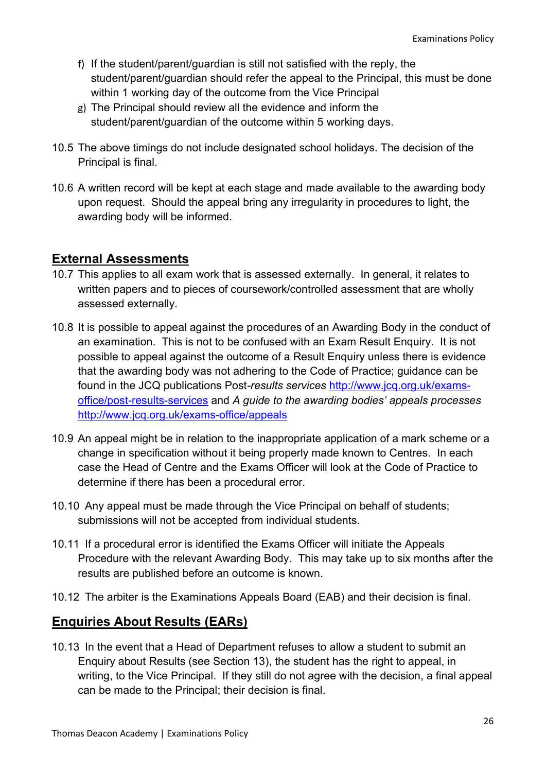f) If the student/parent/guardian is still not satisfied with the reply, the student/parent/guardian should refer the appeal to the Principal, this must be done within 1 working day of the outcome from the Vice Principal
g) The Principal should review all the evidence and inform the student/parent/guardian of the outcome within 5 working days.

10.5 The above timings do not include designated school holidays. The decision of the Principal is final.

10.6 A written record will be kept at each stage and made available to the awarding body upon request. Should the appeal bring any irregularity in procedures to light, the awarding body will be informed.

## External Assessments

10.7 This applies to all exam work that is assessed externally. In general, it relates to written papers and to pieces of coursework/controlled assessment that are wholly assessed externally.

10.8 It is possible to appeal against the procedures of an Awarding Body in the conduct of an examination. This is not to be confused with an Exam Result Enquiry. It is not possible to appeal against the outcome of a Result Enquiry unless there is evidence that the awarding body was not adhering to the Code of Practice; guidance can be found in the JCQ publications Post-*results services* [http://www.jcq.org.uk/exams-office/post-results-services](http://www.jcq.org.uk/exams-office/post-results-services) and *A guide to the awarding bodies' appeals processes* [http://www.jcq.org.uk/exams-office/appeals](http://www.jcq.org.uk/exams-office/appeals)

10.9 An appeal might be in relation to the inappropriate application of a mark scheme or a change in specification without it being properly made known to Centres. In each case the Head of Centre and the Exams Officer will look at the Code of Practice to determine if there has been a procedural error.

10.10 Any appeal must be made through the Vice Principal on behalf of students; submissions will not be accepted from individual students.

10.11 If a procedural error is identified the Exams Officer will initiate the Appeals Procedure with the relevant Awarding Body. This may take up to six months after the results are published before an outcome is known.

10.12 The arbiter is the Examinations Appeals Board (EAB) and their decision is final.

## Enquiries About Results (EARs)

10.13 In the event that a Head of Department refuses to allow a student to submit an Enquiry about Results (see Section 13), the student has the right to appeal, in writing, to the Vice Principal. If they still do not agree with the decision, a final appeal can be made to the Principal; their decision is final.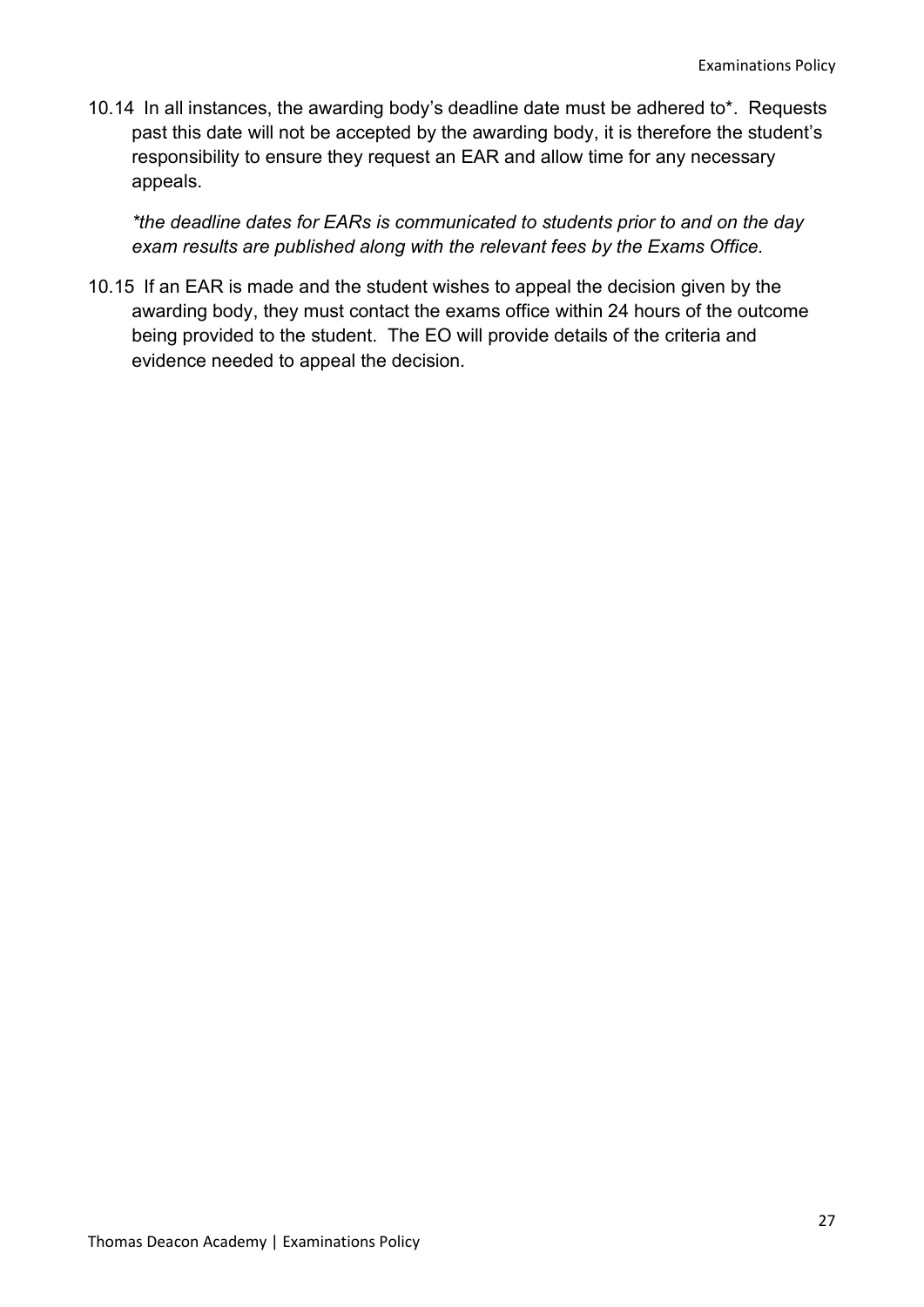10.14 In all instances, the awarding body's deadline date must be adhered to*. Requests past this date will not be accepted by the awarding body, it is therefore the student's responsibility to ensure they request an EAR and allow time for any necessary appeals.

*\*the deadline dates for EARs is communicated to students prior to and on the day exam results are published along with the relevant fees by the Exams Office.*

10.15 If an EAR is made and the student wishes to appeal the decision given by the awarding body, they must contact the exams office within 24 hours of the outcome being provided to the student. The EO will provide details of the criteria and evidence needed to appeal the decision.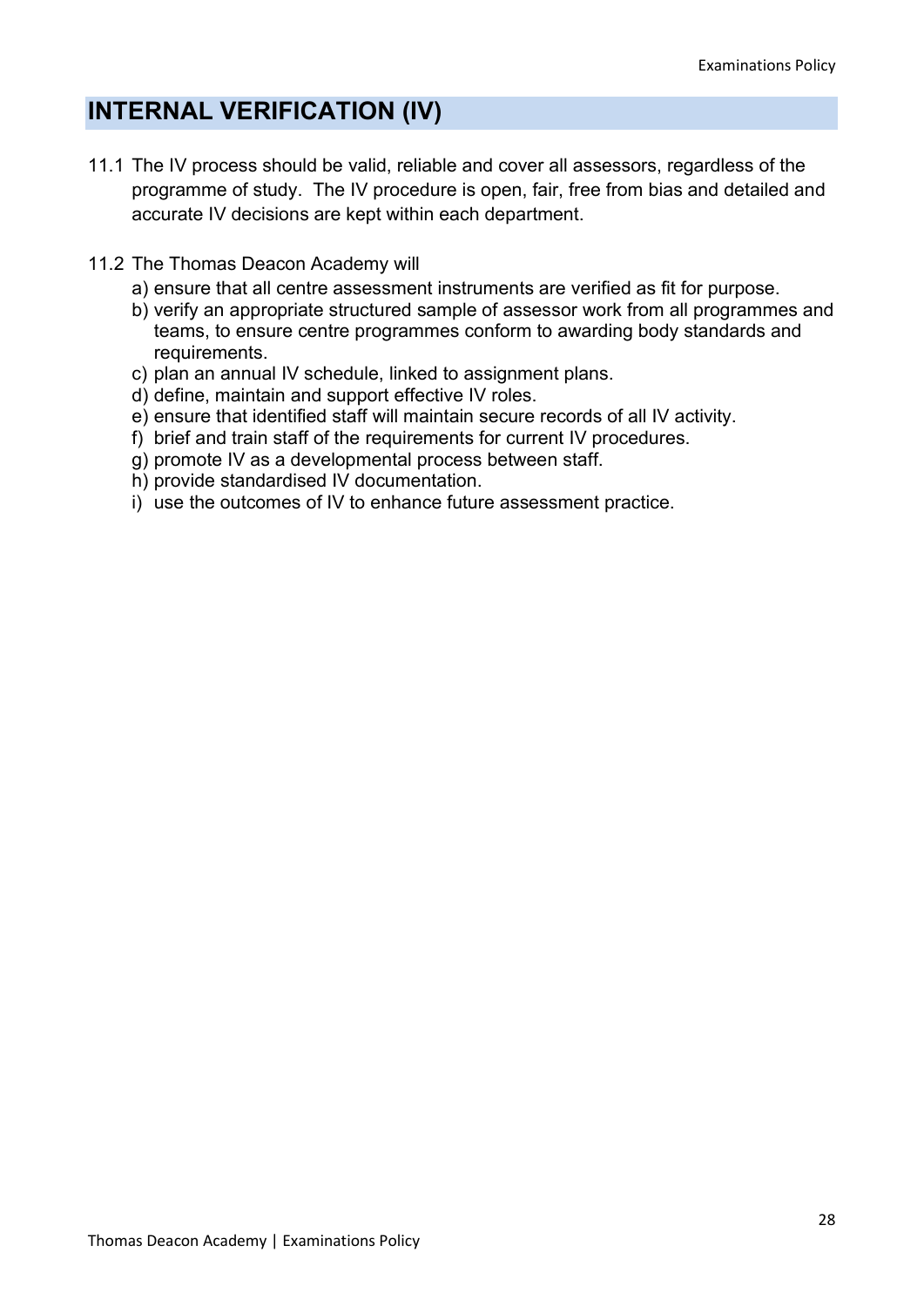## INTERNAL VERIFICATION (IV)

11.1 The IV process should be valid, reliable and cover all assessors, regardless of the programme of study. The IV procedure is open, fair, free from bias and detailed and accurate IV decisions are kept within each department.

11.2 The Thomas Deacon Academy will

a) ensure that all centre assessment instruments are verified as fit for purpose.
b) verify an appropriate structured sample of assessor work from all programmes and teams, to ensure centre programmes conform to awarding body standards and requirements.
c) plan an annual IV schedule, linked to assignment plans.
d) define, maintain and support effective IV roles.
e) ensure that identified staff will maintain secure records of all IV activity.
f) brief and train staff of the requirements for current IV procedures.
g) promote IV as a developmental process between staff.
h) provide standardised IV documentation.
i) use the outcomes of IV to enhance future assessment practice.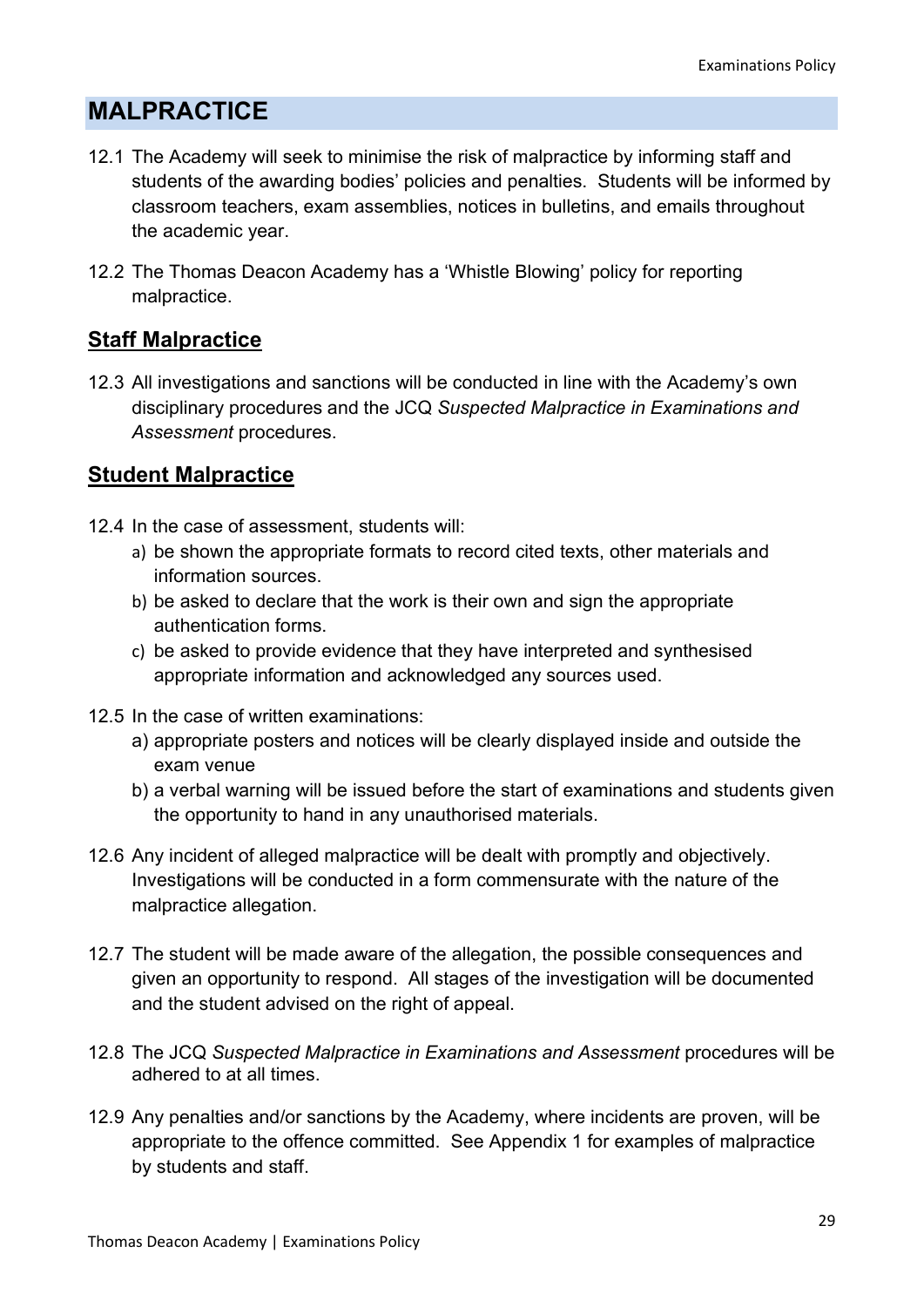## MALPRACTICE

12.1 The Academy will seek to minimise the risk of malpractice by informing staff and students of the awarding bodies' policies and penalties. Students will be informed by classroom teachers, exam assemblies, notices in bulletins, and emails throughout the academic year.

12.2 The Thomas Deacon Academy has a 'Whistle Blowing' policy for reporting malpractice.

### Staff Malpractice

12.3 All investigations and sanctions will be conducted in line with the Academy's own disciplinary procedures and the JCQ *Suspected Malpractice in Examinations and Assessment* procedures.

### Student Malpractice

12.4 In the case of assessment, students will:

a) be shown the appropriate formats to record cited texts, other materials and information sources.

b) be asked to declare that the work is their own and sign the appropriate authentication forms.

c) be asked to provide evidence that they have interpreted and synthesised appropriate information and acknowledged any sources used.

12.5 In the case of written examinations:

a) appropriate posters and notices will be clearly displayed inside and outside the exam venue

b) a verbal warning will be issued before the start of examinations and students given the opportunity to hand in any unauthorised materials.

12.6 Any incident of alleged malpractice will be dealt with promptly and objectively. Investigations will be conducted in a form commensurate with the nature of the malpractice allegation.

12.7 The student will be made aware of the allegation, the possible consequences and given an opportunity to respond. All stages of the investigation will be documented and the student advised on the right of appeal.

12.8 The JCQ *Suspected Malpractice in Examinations and Assessment* procedures will be adhered to at all times.

12.9 Any penalties and/or sanctions by the Academy, where incidents are proven, will be appropriate to the offence committed. See Appendix 1 for examples of malpractice by students and staff.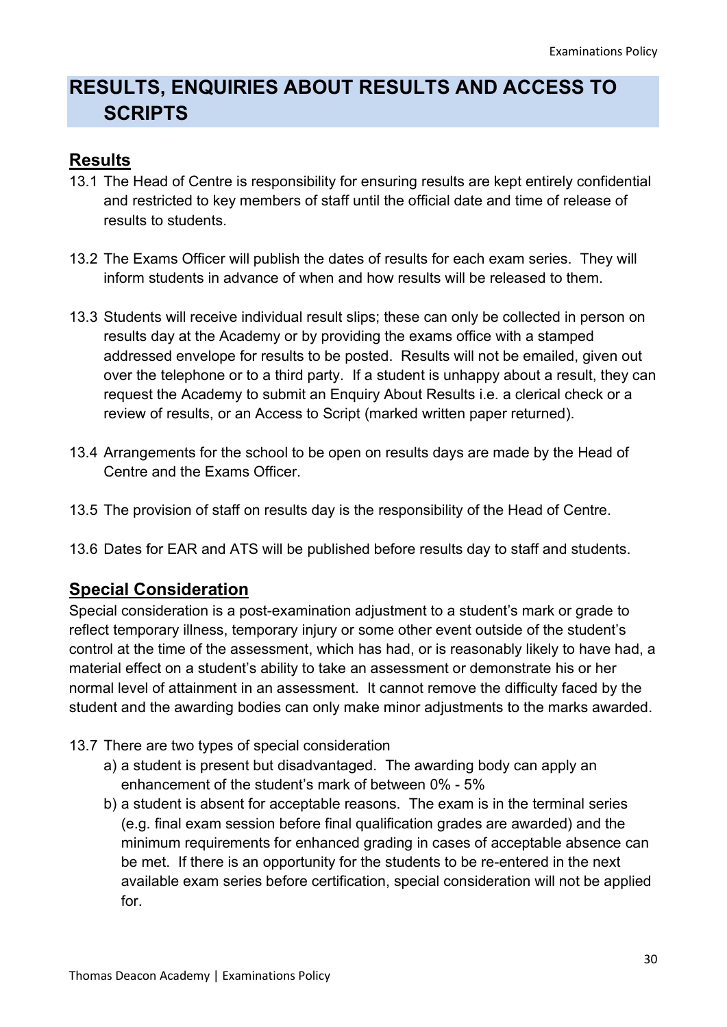# RESULTS, ENQUIRIES ABOUT RESULTS AND ACCESS TO SCRIPTS

## Results

13.1 The Head of Centre is responsibility for ensuring results are kept entirely confidential and restricted to key members of staff until the official date and time of release of results to students.

13.2 The Exams Officer will publish the dates of results for each exam series. They will inform students in advance of when and how results will be released to them.

13.3 Students will receive individual result slips; these can only be collected in person on results day at the Academy or by providing the exams office with a stamped addressed envelope for results to be posted. Results will not be emailed, given out over the telephone or to a third party. If a student is unhappy about a result, they can request the Academy to submit an Enquiry About Results i.e. a clerical check or a review of results, or an Access to Script (marked written paper returned).

13.4 Arrangements for the school to be open on results days are made by the Head of Centre and the Exams Officer.

13.5 The provision of staff on results day is the responsibility of the Head of Centre.

13.6 Dates for EAR and ATS will be published before results day to staff and students.

## Special Consideration

Special consideration is a post-examination adjustment to a student's mark or grade to reflect temporary illness, temporary injury or some other event outside of the student's control at the time of the assessment, which has had, or is reasonably likely to have had, a material effect on a student's ability to take an assessment or demonstrate his or her normal level of attainment in an assessment. It cannot remove the difficulty faced by the student and the awarding bodies can only make minor adjustments to the marks awarded.

13.7 There are two types of special consideration

a) a student is present but disadvantaged. The awarding body can apply an enhancement of the student's mark of between 0% - 5%

b) a student is absent for acceptable reasons. The exam is in the terminal series (e.g. final exam session before final qualification grades are awarded) and the minimum requirements for enhanced grading in cases of acceptable absence can be met. If there is an opportunity for the students to be re-entered in the next available exam series before certification, special consideration will not be applied for.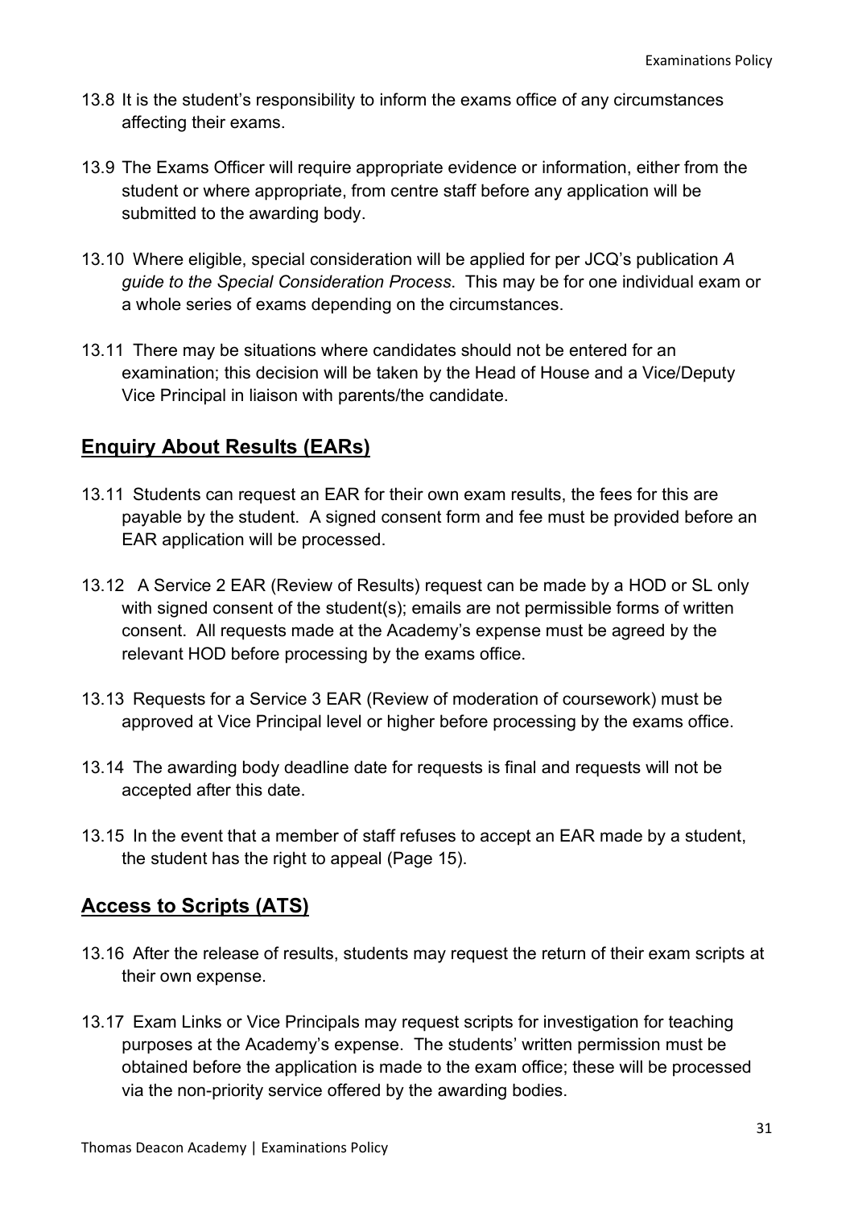13.8 It is the student's responsibility to inform the exams office of any circumstances affecting their exams.

13.9 The Exams Officer will require appropriate evidence or information, either from the student or where appropriate, from centre staff before any application will be submitted to the awarding body.

13.10 Where eligible, special consideration will be applied for per JCQ's publication *A guide to the Special Consideration Process*. This may be for one individual exam or a whole series of exams depending on the circumstances.

13.11 There may be situations where candidates should not be entered for an examination; this decision will be taken by the Head of House and a Vice/Deputy Vice Principal in liaison with parents/the candidate.

## Enquiry About Results (EARs)

13.11 Students can request an EAR for their own exam results, the fees for this are payable by the student. A signed consent form and fee must be provided before an EAR application will be processed.

13.12 A Service 2 EAR (Review of Results) request can be made by a HOD or SL only with signed consent of the student(s); emails are not permissible forms of written consent. All requests made at the Academy's expense must be agreed by the relevant HOD before processing by the exams office.

13.13 Requests for a Service 3 EAR (Review of moderation of coursework) must be approved at Vice Principal level or higher before processing by the exams office.

13.14 The awarding body deadline date for requests is final and requests will not be accepted after this date.

13.15 In the event that a member of staff refuses to accept an EAR made by a student, the student has the right to appeal (Page 15).

## Access to Scripts (ATS)

13.16 After the release of results, students may request the return of their exam scripts at their own expense.

13.17 Exam Links or Vice Principals may request scripts for investigation for teaching purposes at the Academy's expense. The students' written permission must be obtained before the application is made to the exam office; these will be processed via the non-priority service offered by the awarding bodies.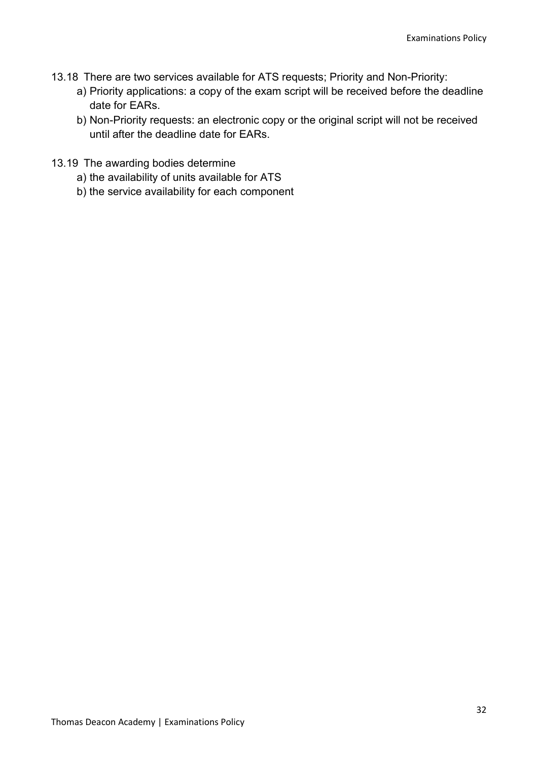13.18 There are two services available for ATS requests; Priority and Non-Priority:

a) Priority applications: a copy of the exam script will be received before the deadline date for EARs.

b) Non-Priority requests: an electronic copy or the original script will not be received until after the deadline date for EARs.

13.19 The awarding bodies determine

a) the availability of units available for ATS

b) the service availability for each component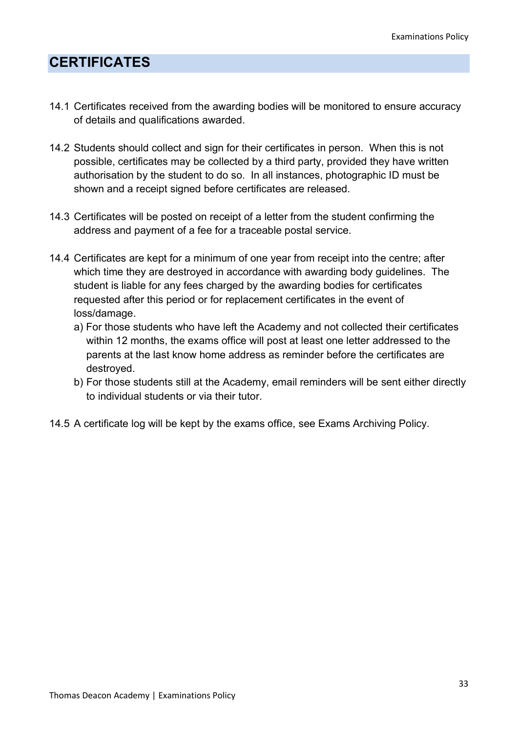## CERTIFICATES

14.1 Certificates received from the awarding bodies will be monitored to ensure accuracy of details and qualifications awarded.

14.2 Students should collect and sign for their certificates in person. When this is not possible, certificates may be collected by a third party, provided they have written authorisation by the student to do so. In all instances, photographic ID must be shown and a receipt signed before certificates are released.

14.3 Certificates will be posted on receipt of a letter from the student confirming the address and payment of a fee for a traceable postal service.

14.4 Certificates are kept for a minimum of one year from receipt into the centre; after which time they are destroyed in accordance with awarding body guidelines. The student is liable for any fees charged by the awarding bodies for certificates requested after this period or for replacement certificates in the event of loss/damage.

a) For those students who have left the Academy and not collected their certificates within 12 months, the exams office will post at least one letter addressed to the parents at the last know home address as reminder before the certificates are destroyed.

b) For those students still at the Academy, email reminders will be sent either directly to individual students or via their tutor.

14.5 A certificate log will be kept by the exams office, see Exams Archiving Policy.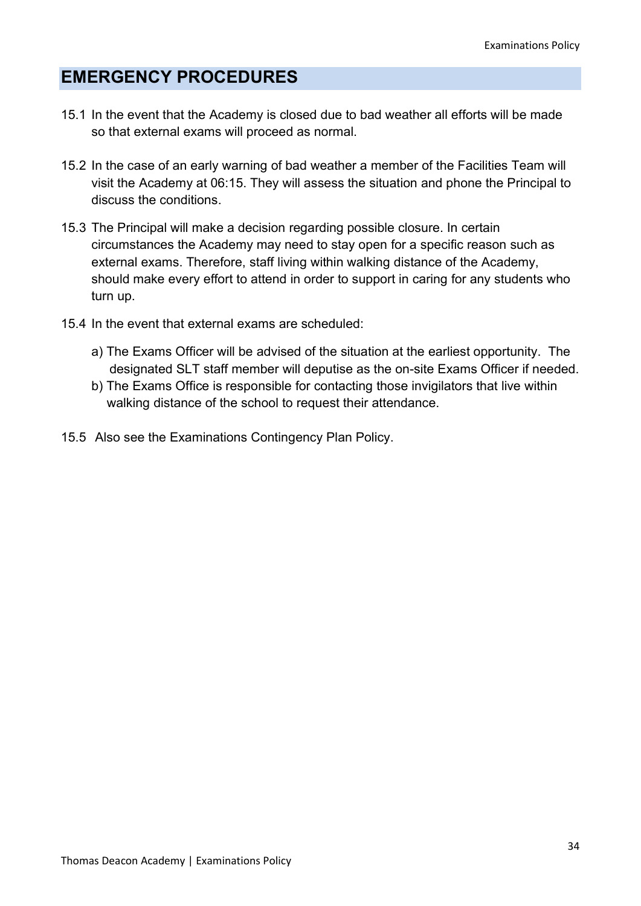## EMERGENCY PROCEDURES

15.1 In the event that the Academy is closed due to bad weather all efforts will be made so that external exams will proceed as normal.

15.2 In the case of an early warning of bad weather a member of the Facilities Team will visit the Academy at 06:15. They will assess the situation and phone the Principal to discuss the conditions.

15.3 The Principal will make a decision regarding possible closure. In certain circumstances the Academy may need to stay open for a specific reason such as external exams. Therefore, staff living within walking distance of the Academy, should make every effort to attend in order to support in caring for any students who turn up.

15.4 In the event that external exams are scheduled:

a) The Exams Officer will be advised of the situation at the earliest opportunity. The designated SLT staff member will deputise as the on-site Exams Officer if needed.
b) The Exams Office is responsible for contacting those invigilators that live within walking distance of the school to request their attendance.

15.5 Also see the Examinations Contingency Plan Policy.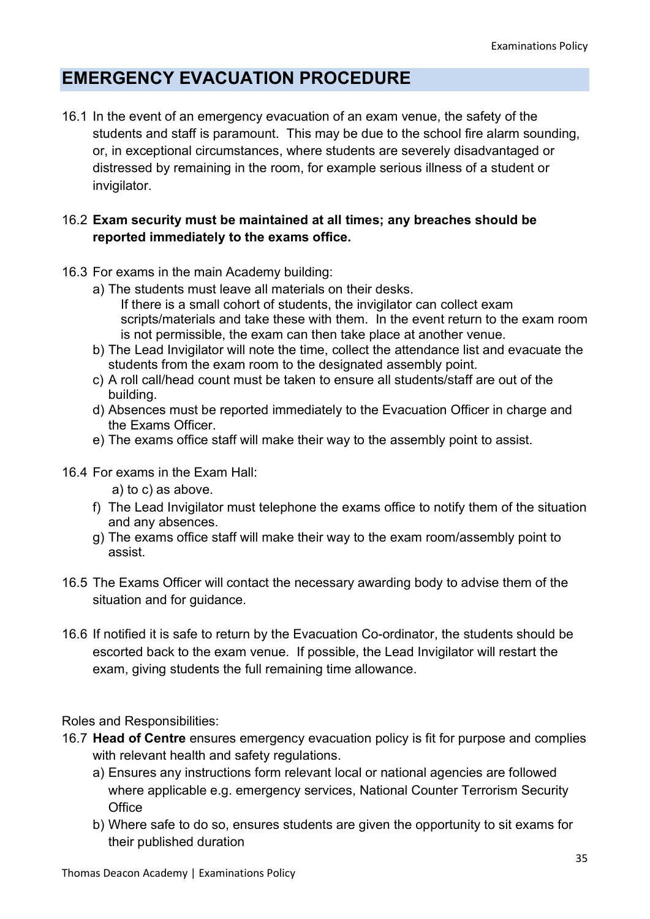## EMERGENCY EVACUATION PROCEDURE

16.1 In the event of an emergency evacuation of an exam venue, the safety of the students and staff is paramount. This may be due to the school fire alarm sounding, or, in exceptional circumstances, where students are severely disadvantaged or distressed by remaining in the room, for example serious illness of a student or invigilator.

16.2 **Exam security must be maintained at all times; any breaches should be reported immediately to the exams office.**

16.3 For exams in the main Academy building:

a) The students must leave all materials on their desks.
   If there is a small cohort of students, the invigilator can collect exam scripts/materials and take these with them. In the event return to the exam room is not permissible, the exam can then take place at another venue.
b) The Lead Invigilator will note the time, collect the attendance list and evacuate the students from the exam room to the designated assembly point.
c) A roll call/head count must be taken to ensure all students/staff are out of the building.
d) Absences must be reported immediately to the Evacuation Officer in charge and the Exams Officer.
e) The exams office staff will make their way to the assembly point to assist.

16.4 For exams in the Exam Hall:

a) to c) as above.

f) The Lead Invigilator must telephone the exams office to notify them of the situation and any absences.
g) The exams office staff will make their way to the exam room/assembly point to assist.

16.5 The Exams Officer will contact the necessary awarding body to advise them of the situation and for guidance.

16.6 If notified it is safe to return by the Evacuation Co-ordinator, the students should be escorted back to the exam venue. If possible, the Lead Invigilator will restart the exam, giving students the full remaining time allowance.

Roles and Responsibilities:

16.7 **Head of Centre** ensures emergency evacuation policy is fit for purpose and complies with relevant health and safety regulations.

a) Ensures any instructions form relevant local or national agencies are followed where applicable e.g. emergency services, National Counter Terrorism Security Office
b) Where safe to do so, ensures students are given the opportunity to sit exams for their published duration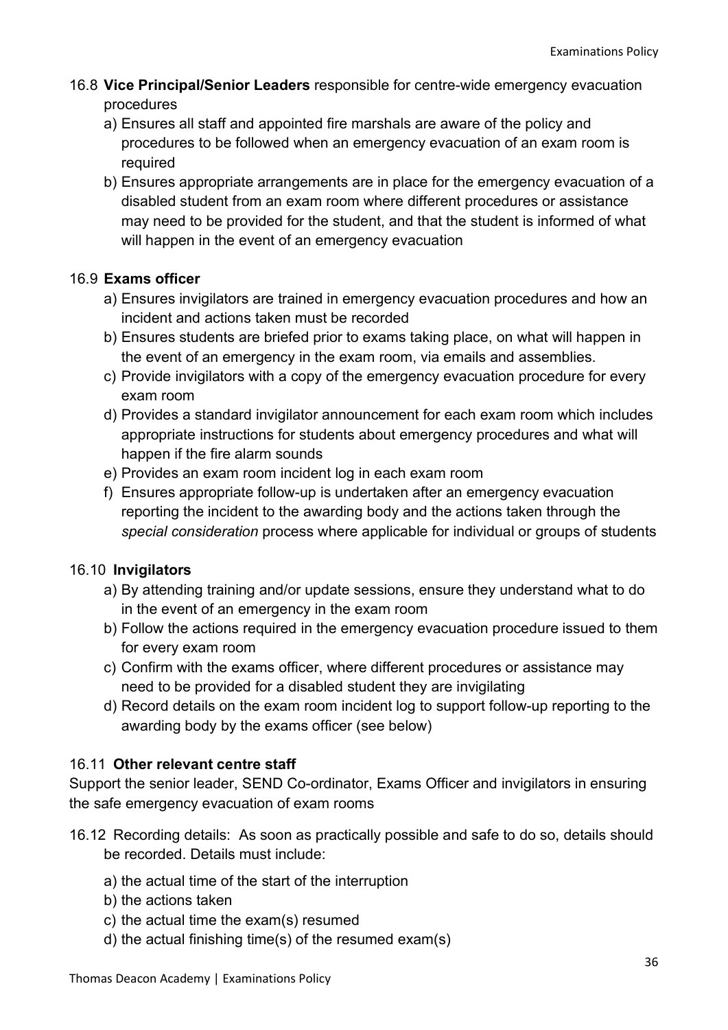16.8 **Vice Principal/Senior Leaders** responsible for centre-wide emergency evacuation procedures

a) Ensures all staff and appointed fire marshals are aware of the policy and procedures to be followed when an emergency evacuation of an exam room is required
b) Ensures appropriate arrangements are in place for the emergency evacuation of a disabled student from an exam room where different procedures or assistance may need to be provided for the student, and that the student is informed of what will happen in the event of an emergency evacuation

16.9 **Exams officer**

a) Ensures invigilators are trained in emergency evacuation procedures and how an incident and actions taken must be recorded
b) Ensures students are briefed prior to exams taking place, on what will happen in the event of an emergency in the exam room, via emails and assemblies.
c) Provide invigilators with a copy of the emergency evacuation procedure for every exam room
d) Provides a standard invigilator announcement for each exam room which includes appropriate instructions for students about emergency procedures and what will happen if the fire alarm sounds
e) Provides an exam room incident log in each exam room
f) Ensures appropriate follow-up is undertaken after an emergency evacuation reporting the incident to the awarding body and the actions taken through the *special consideration* process where applicable for individual or groups of students

16.10 **Invigilators**

a) By attending training and/or update sessions, ensure they understand what to do in the event of an emergency in the exam room
b) Follow the actions required in the emergency evacuation procedure issued to them for every exam room
c) Confirm with the exams officer, where different procedures or assistance may need to be provided for a disabled student they are invigilating
d) Record details on the exam room incident log to support follow-up reporting to the awarding body by the exams officer (see below)

16.11 **Other relevant centre staff**

Support the senior leader, SEND Co-ordinator, Exams Officer and invigilators in ensuring the safe emergency evacuation of exam rooms

16.12 Recording details: As soon as practically possible and safe to do so, details should be recorded. Details must include:

a) the actual time of the start of the interruption
b) the actions taken
c) the actual time the exam(s) resumed
d) the actual finishing time(s) of the resumed exam(s)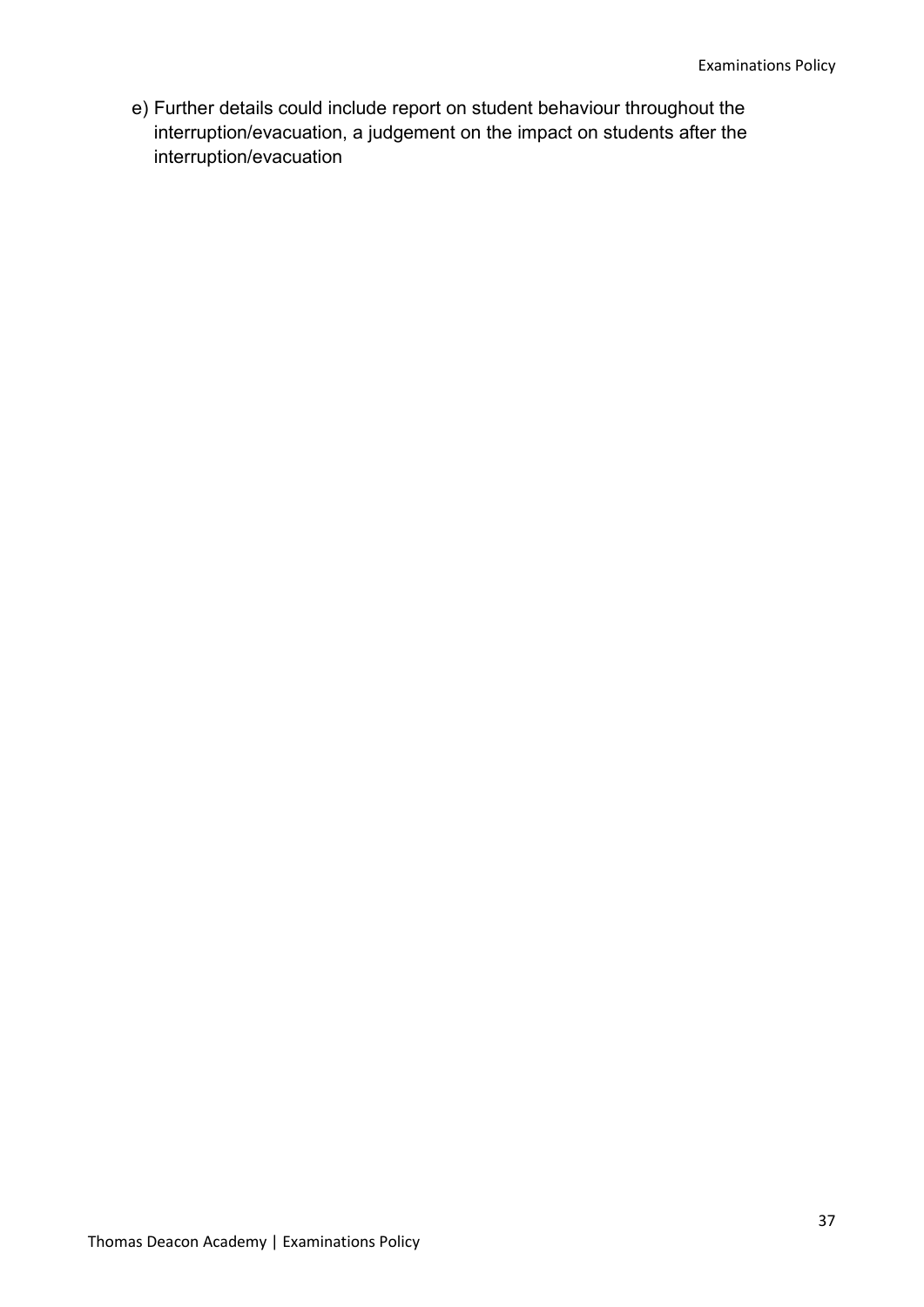e) Further details could include report on student behaviour throughout the interruption/evacuation, a judgement on the impact on students after the interruption/evacuation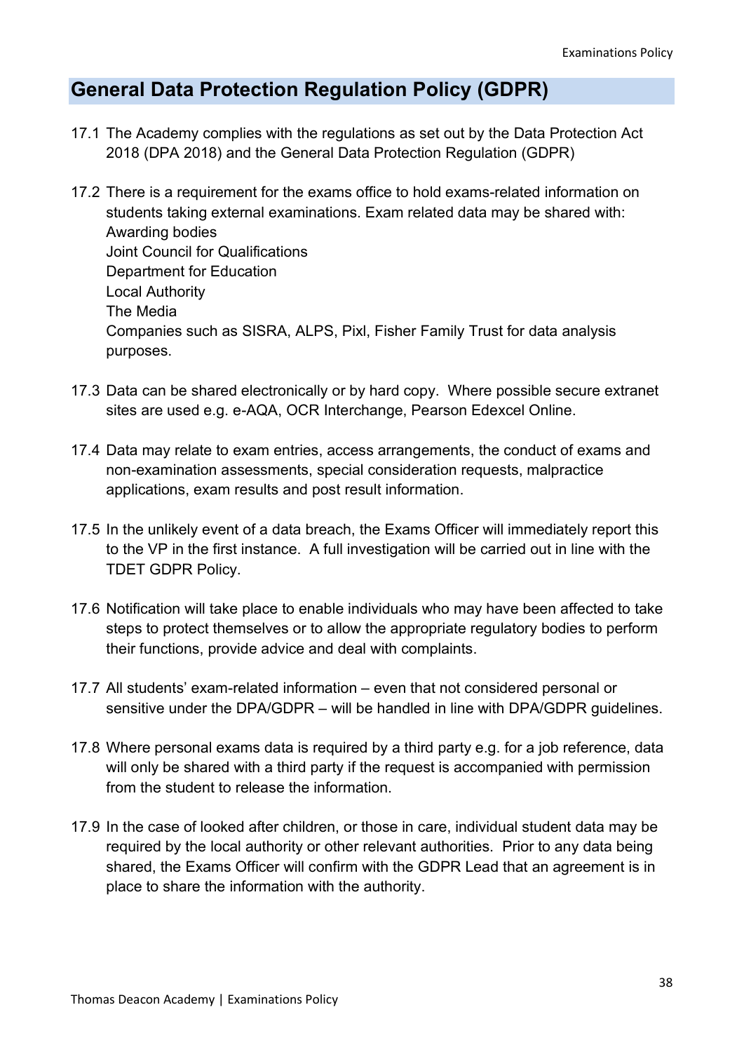## General Data Protection Regulation Policy (GDPR)

17.1 The Academy complies with the regulations as set out by the Data Protection Act 2018 (DPA 2018) and the General Data Protection Regulation (GDPR)

17.2 There is a requirement for the exams office to hold exams-related information on students taking external examinations. Exam related data may be shared with:
Awarding bodies
Joint Council for Qualifications
Department for Education
Local Authority
The Media
Companies such as SISRA, ALPS, Pixl, Fisher Family Trust for data analysis purposes.

17.3 Data can be shared electronically or by hard copy. Where possible secure extranet sites are used e.g. e-AQA, OCR Interchange, Pearson Edexcel Online.

17.4 Data may relate to exam entries, access arrangements, the conduct of exams and non-examination assessments, special consideration requests, malpractice applications, exam results and post result information.

17.5 In the unlikely event of a data breach, the Exams Officer will immediately report this to the VP in the first instance. A full investigation will be carried out in line with the TDET GDPR Policy.

17.6 Notification will take place to enable individuals who may have been affected to take steps to protect themselves or to allow the appropriate regulatory bodies to perform their functions, provide advice and deal with complaints.

17.7 All students' exam-related information – even that not considered personal or sensitive under the DPA/GDPR – will be handled in line with DPA/GDPR guidelines.

17.8 Where personal exams data is required by a third party e.g. for a job reference, data will only be shared with a third party if the request is accompanied with permission from the student to release the information.

17.9 In the case of looked after children, or those in care, individual student data may be required by the local authority or other relevant authorities. Prior to any data being shared, the Exams Officer will confirm with the GDPR Lead that an agreement is in place to share the information with the authority.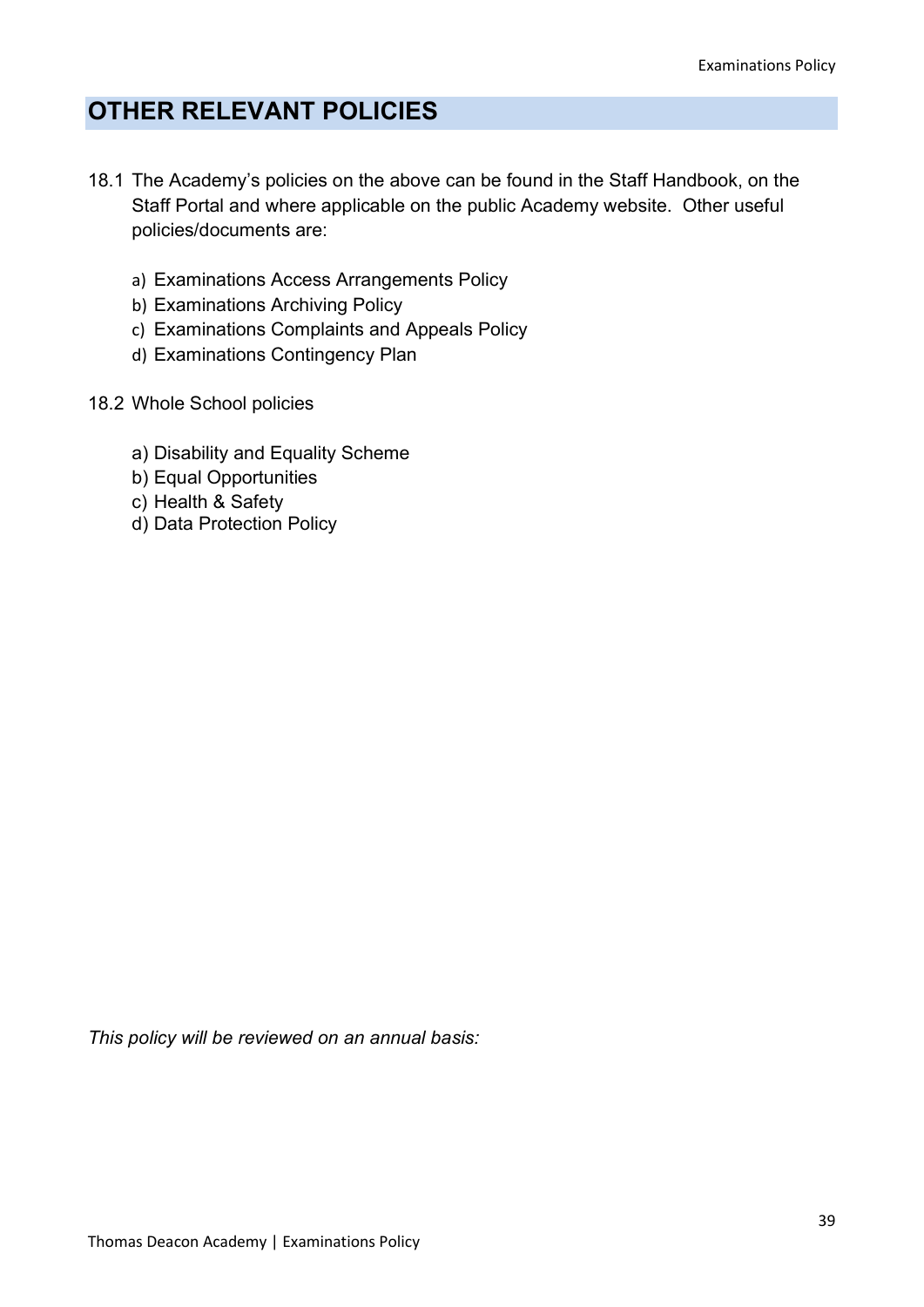## OTHER RELEVANT POLICIES

18.1 The Academy's policies on the above can be found in the Staff Handbook, on the Staff Portal and where applicable on the public Academy website. Other useful policies/documents are:

a) Examinations Access Arrangements Policy
b) Examinations Archiving Policy
c) Examinations Complaints and Appeals Policy
d) Examinations Contingency Plan

18.2 Whole School policies

a) Disability and Equality Scheme
b) Equal Opportunities
c) Health & Safety
d) Data Protection Policy

*This policy will be reviewed on an annual basis:*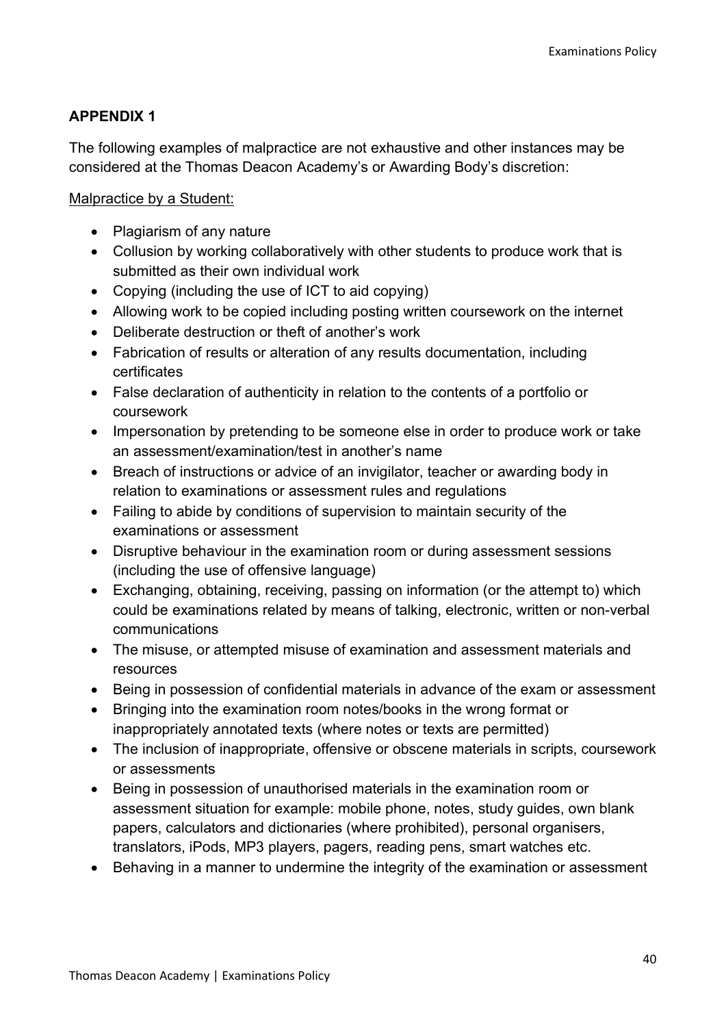## APPENDIX 1

The following examples of malpractice are not exhaustive and other instances may be considered at the Thomas Deacon Academy's or Awarding Body's discretion:

Malpractice by a Student:

- Plagiarism of any nature
- Collusion by working collaboratively with other students to produce work that is submitted as their own individual work
- Copying (including the use of ICT to aid copying)
- Allowing work to be copied including posting written coursework on the internet
- Deliberate destruction or theft of another's work
- Fabrication of results or alteration of any results documentation, including certificates
- False declaration of authenticity in relation to the contents of a portfolio or coursework
- Impersonation by pretending to be someone else in order to produce work or take an assessment/examination/test in another's name
- Breach of instructions or advice of an invigilator, teacher or awarding body in relation to examinations or assessment rules and regulations
- Failing to abide by conditions of supervision to maintain security of the examinations or assessment
- Disruptive behaviour in the examination room or during assessment sessions (including the use of offensive language)
- Exchanging, obtaining, receiving, passing on information (or the attempt to) which could be examinations related by means of talking, electronic, written or non-verbal communications
- The misuse, or attempted misuse of examination and assessment materials and resources
- Being in possession of confidential materials in advance of the exam or assessment
- Bringing into the examination room notes/books in the wrong format or inappropriately annotated texts (where notes or texts are permitted)
- The inclusion of inappropriate, offensive or obscene materials in scripts, coursework or assessments
- Being in possession of unauthorised materials in the examination room or assessment situation for example: mobile phone, notes, study guides, own blank papers, calculators and dictionaries (where prohibited), personal organisers, translators, iPods, MP3 players, pagers, reading pens, smart watches etc.
- Behaving in a manner to undermine the integrity of the examination or assessment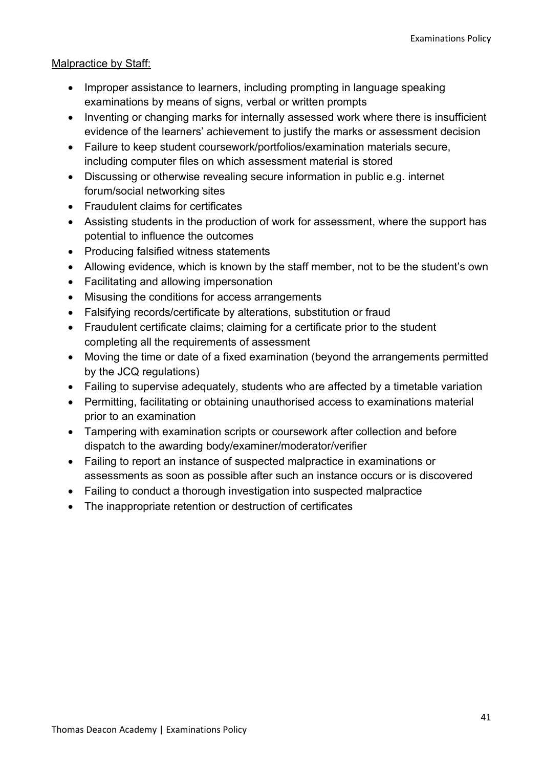Malpractice by Staff:

- Improper assistance to learners, including prompting in language speaking examinations by means of signs, verbal or written prompts
- Inventing or changing marks for internally assessed work where there is insufficient evidence of the learners' achievement to justify the marks or assessment decision
- Failure to keep student coursework/portfolios/examination materials secure, including computer files on which assessment material is stored
- Discussing or otherwise revealing secure information in public e.g. internet forum/social networking sites
- Fraudulent claims for certificates
- Assisting students in the production of work for assessment, where the support has potential to influence the outcomes
- Producing falsified witness statements
- Allowing evidence, which is known by the staff member, not to be the student's own
- Facilitating and allowing impersonation
- Misusing the conditions for access arrangements
- Falsifying records/certificate by alterations, substitution or fraud
- Fraudulent certificate claims; claiming for a certificate prior to the student completing all the requirements of assessment
- Moving the time or date of a fixed examination (beyond the arrangements permitted by the JCQ regulations)
- Failing to supervise adequately, students who are affected by a timetable variation
- Permitting, facilitating or obtaining unauthorised access to examinations material prior to an examination
- Tampering with examination scripts or coursework after collection and before dispatch to the awarding body/examiner/moderator/verifier
- Failing to report an instance of suspected malpractice in examinations or assessments as soon as possible after such an instance occurs or is discovered
- Failing to conduct a thorough investigation into suspected malpractice
- The inappropriate retention or destruction of certificates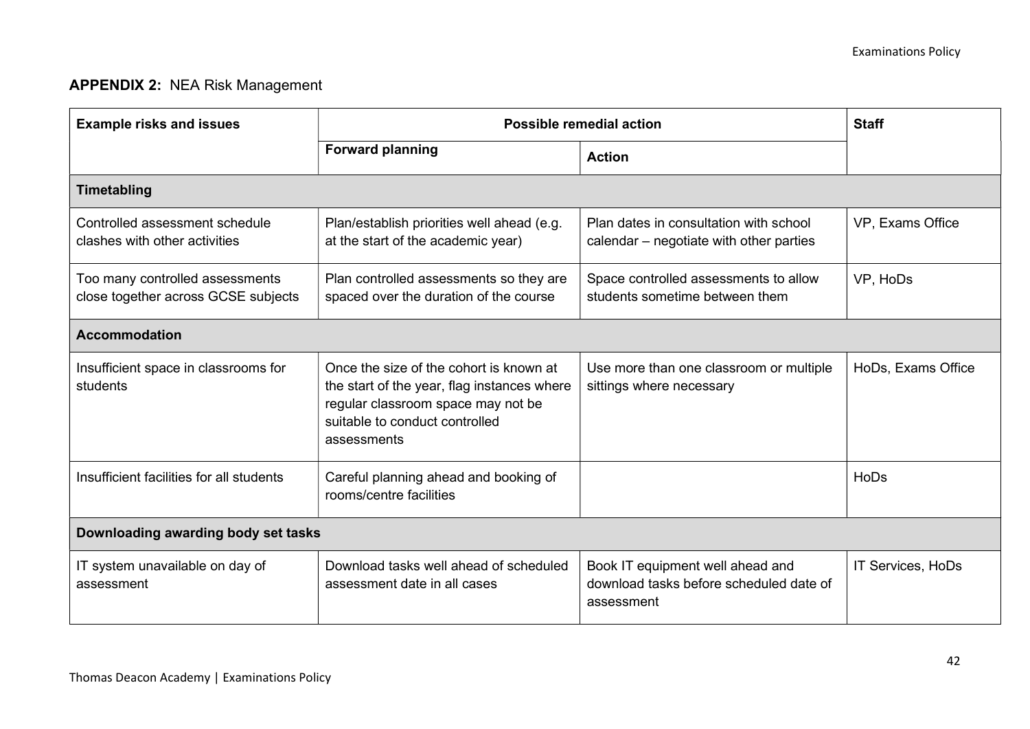## APPENDIX 2: NEA Risk Management

| Example risks and issues | Possible remedial action | | Staff |
|---|---|---|---|
| | **Forward planning** | **Action** | |
| **Timetabling** | | | |
| Controlled assessment schedule clashes with other activities | Plan/establish priorities well ahead (e.g. at the start of the academic year) | Plan dates in consultation with school calendar – negotiate with other parties | VP, Exams Office |
| Too many controlled assessments close together across GCSE subjects | Plan controlled assessments so they are spaced over the duration of the course | Space controlled assessments to allow students sometime between them | VP, HoDs |
| **Accommodation** | | | |
| Insufficient space in classrooms for students | Once the size of the cohort is known at the start of the year, flag instances where regular classroom space may not be suitable to conduct controlled assessments | Use more than one classroom or multiple sittings where necessary | HoDs, Exams Office |
| Insufficient facilities for all students | Careful planning ahead and booking of rooms/centre facilities | | HoDs |
| **Downloading awarding body set tasks** | | | |
| IT system unavailable on day of assessment | Download tasks well ahead of scheduled assessment date in all cases | Book IT equipment well ahead and download tasks before scheduled date of assessment | IT Services, HoDs |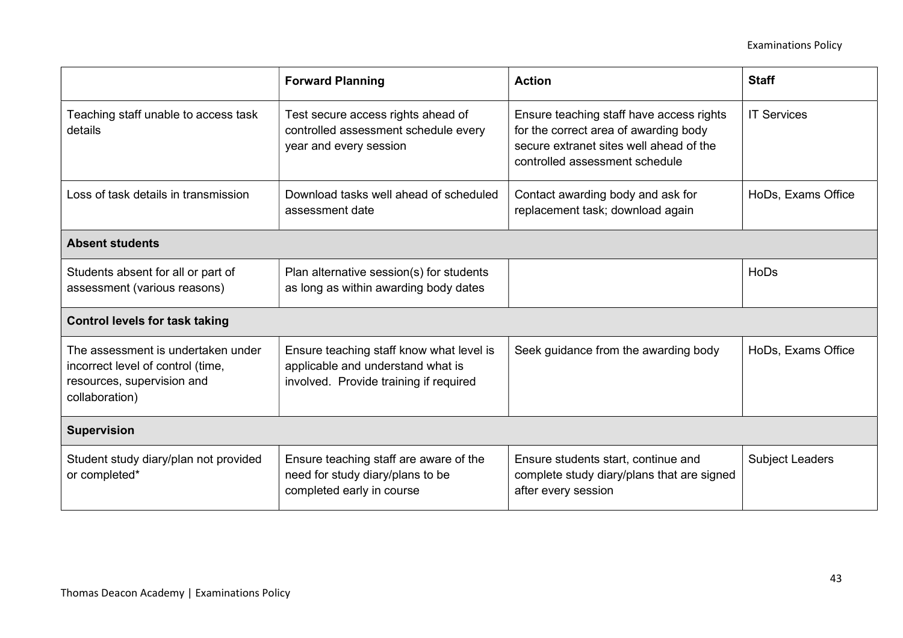| | Forward Planning | Action | Staff |
|---|---|---|---|
| Teaching staff unable to access task details | Test secure access rights ahead of controlled assessment schedule every year and every session | Ensure teaching staff have access rights for the correct area of awarding body secure extranet sites well ahead of the controlled assessment schedule | IT Services |
| Loss of task details in transmission | Download tasks well ahead of scheduled assessment date | Contact awarding body and ask for replacement task; download again | HoDs, Exams Office |
| **Absent students** | | | |
| Students absent for all or part of assessment (various reasons) | Plan alternative session(s) for students as long as within awarding body dates | | HoDs |
| **Control levels for task taking** | | | |
| The assessment is undertaken under incorrect level of control (time, resources, supervision and collaboration) | Ensure teaching staff know what level is applicable and understand what is involved. Provide training if required | Seek guidance from the awarding body | HoDs, Exams Office |
| **Supervision** | | | |
| Student study diary/plan not provided or completed* | Ensure teaching staff are aware of the need for study diary/plans to be completed early in course | Ensure students start, continue and complete study diary/plans that are signed after every session | Subject Leaders |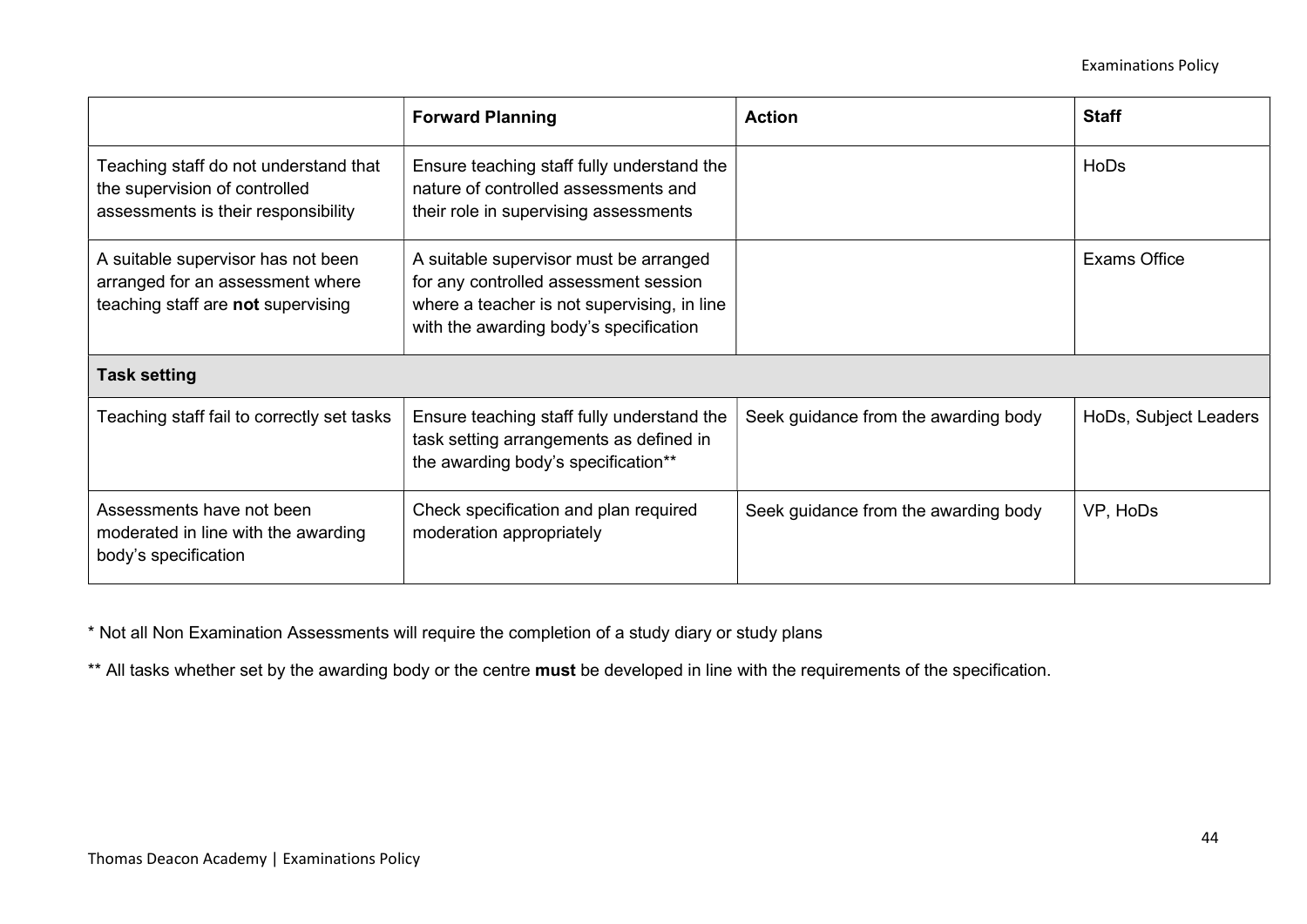| | **Forward Planning** | **Action** | **Staff** |
|---|---|---|---|
| Teaching staff do not understand that the supervision of controlled assessments is their responsibility | Ensure teaching staff fully understand the nature of controlled assessments and their role in supervising assessments | | HoDs |
| A suitable supervisor has not been arranged for an assessment where teaching staff are **not** supervising | A suitable supervisor must be arranged for any controlled assessment session where a teacher is not supervising, in line with the awarding body's specification | | Exams Office |
| **Task setting** | | | |
| Teaching staff fail to correctly set tasks | Ensure teaching staff fully understand the task setting arrangements as defined in the awarding body's specification** | Seek guidance from the awarding body | HoDs, Subject Leaders |
| Assessments have not been moderated in line with the awarding body's specification | Check specification and plan required moderation appropriately | Seek guidance from the awarding body | VP, HoDs |

* Not all Non Examination Assessments will require the completion of a study diary or study plans

** All tasks whether set by the awarding body or the centre **must** be developed in line with the requirements of the specification.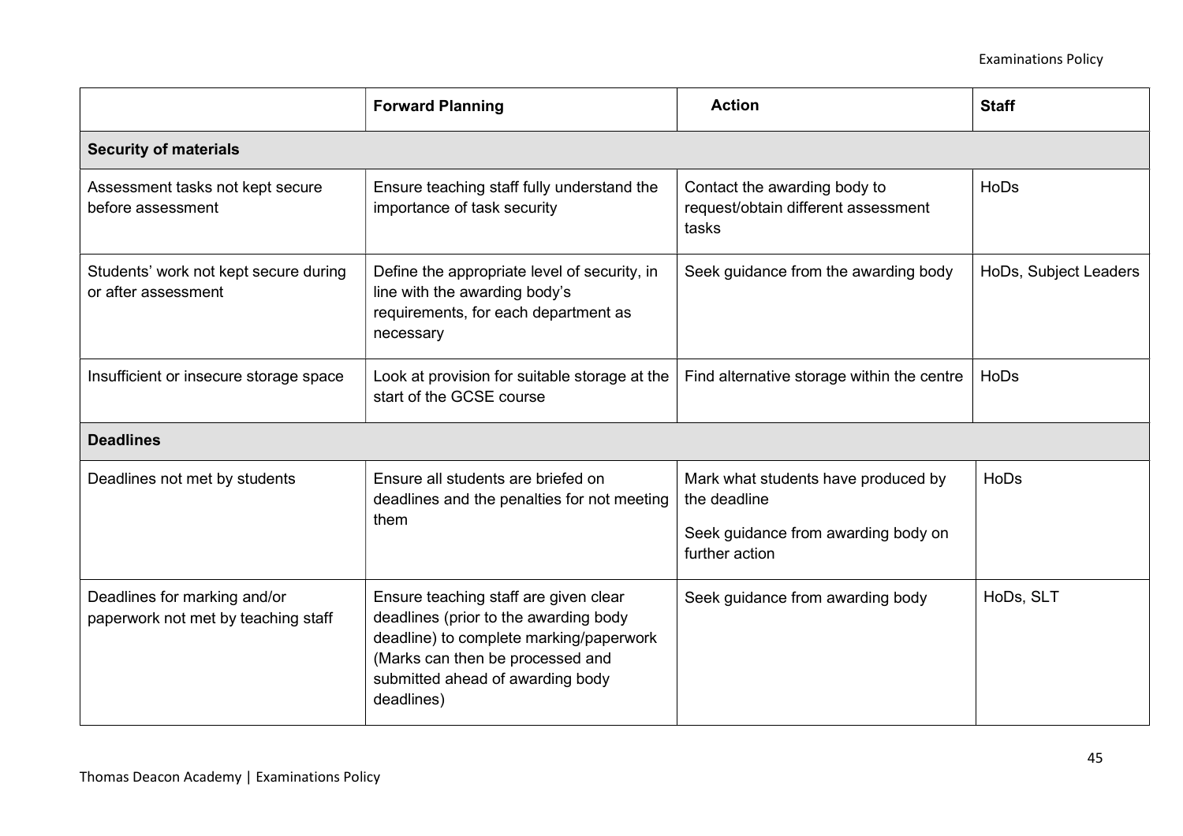| | **Forward Planning** | **Action** | **Staff** |
|---|---|---|---|
| **Security of materials** | | | |
| Assessment tasks not kept secure before assessment | Ensure teaching staff fully understand the importance of task security | Contact the awarding body to request/obtain different assessment tasks | HoDs |
| Students' work not kept secure during or after assessment | Define the appropriate level of security, in line with the awarding body's requirements, for each department as necessary | Seek guidance from the awarding body | HoDs, Subject Leaders |
| Insufficient or insecure storage space | Look at provision for suitable storage at the start of the GCSE course | Find alternative storage within the centre | HoDs |
| **Deadlines** | | | |
| Deadlines not met by students | Ensure all students are briefed on deadlines and the penalties for not meeting them | Mark what students have produced by the deadline<br><br>Seek guidance from awarding body on further action | HoDs |
| Deadlines for marking and/or paperwork not met by teaching staff | Ensure teaching staff are given clear deadlines (prior to the awarding body deadline) to complete marking/paperwork (Marks can then be processed and submitted ahead of awarding body deadlines) | Seek guidance from awarding body | HoDs, SLT |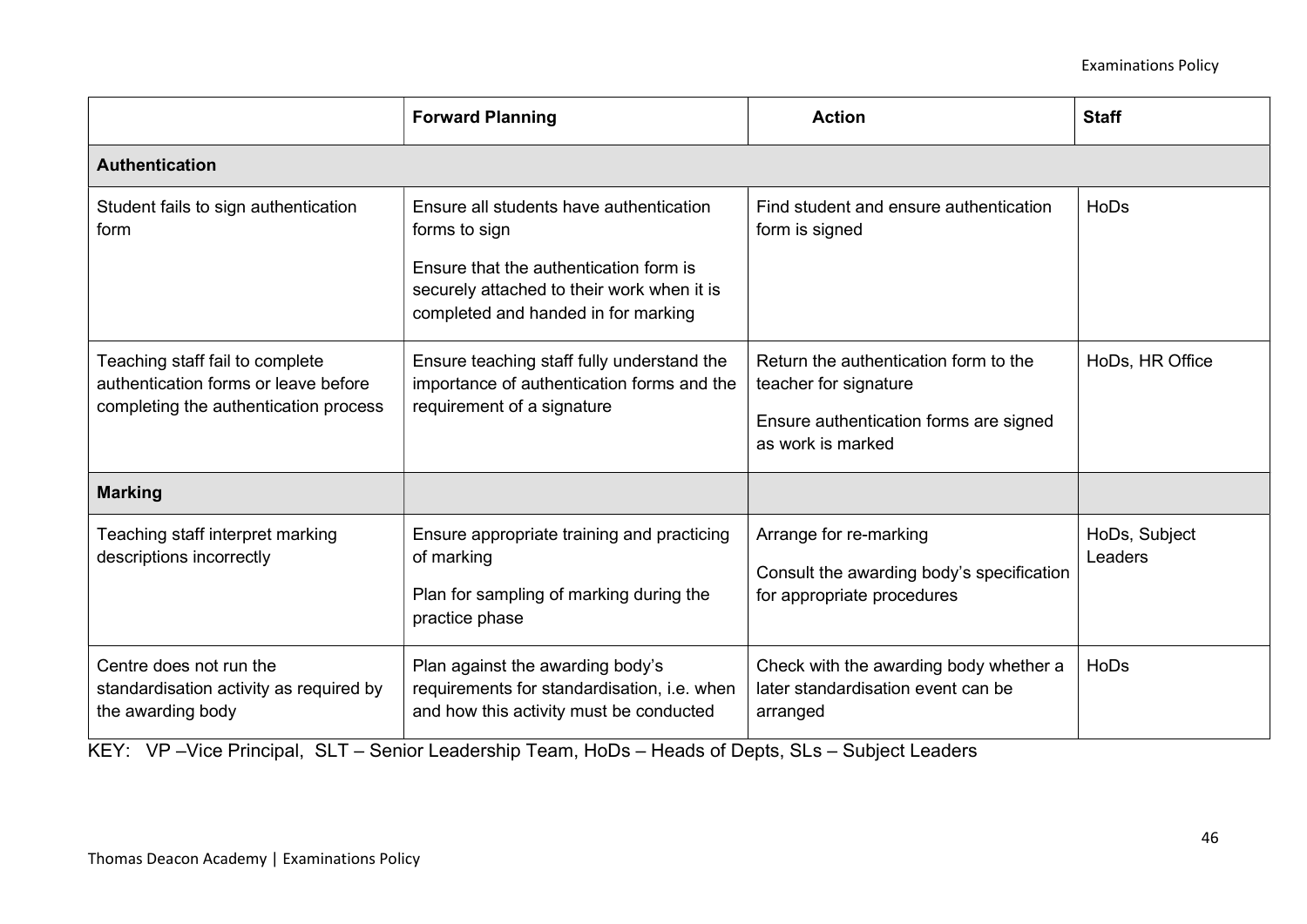| | Forward Planning | Action | Staff |
|---|---|---|---|
| **Authentication** | | | |
| Student fails to sign authentication form | Ensure all students have authentication forms to sign<br>Ensure that the authentication form is securely attached to their work when it is completed and handed in for marking | Find student and ensure authentication form is signed | HoDs |
| Teaching staff fail to complete authentication forms or leave before completing the authentication process | Ensure teaching staff fully understand the importance of authentication forms and the requirement of a signature | Return the authentication form to the teacher for signature<br>Ensure authentication forms are signed as work is marked | HoDs, HR Office |
| **Marking** | | | |
| Teaching staff interpret marking descriptions incorrectly | Ensure appropriate training and practicing of marking<br>Plan for sampling of marking during the practice phase | Arrange for re-marking<br>Consult the awarding body's specification for appropriate procedures | HoDs, Subject Leaders |
| Centre does not run the standardisation activity as required by the awarding body | Plan against the awarding body's requirements for standardisation, i.e. when and how this activity must be conducted | Check with the awarding body whether a later standardisation event can be arranged | HoDs |

KEY: VP –Vice Principal, SLT – Senior Leadership Team, HoDs – Heads of Depts, SLs – Subject Leaders